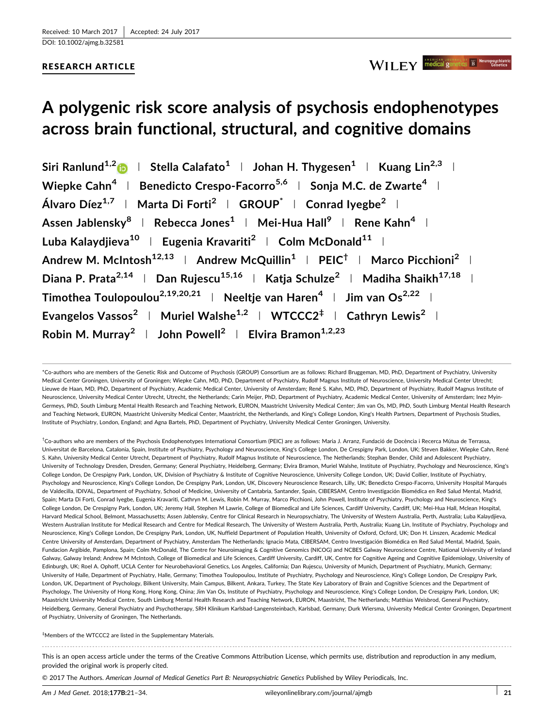Received: 10 March 2017 | Accepted: 24 July 2017

DOI: 10.1002/ajmg.b.32581

**RESEARCH ARTICLE**

# A polygenic risk score analysis of psychosis endophenotypes across brain functional, structural, and cognitive domains

**Siri Ranlund[1,2] | Stella Calafato[1] | Johan H. Thygesen[1] | Kuang Lin[2,3] | Wiepke Cahn[4] | Benedicto Crespo-Facorro[5,6] | Sonja M.C. de Zwarte[4] | Álvaro Díez[1,7] | Marta Di Forti[2] | GROUP[*] | Conrad Iyegbe[2] | Assen Jablensky[8] | Rebecca Jones[1] | Mei-Hua Hall[9] | Rene Kahn[4] | Luba Kalaydjieva[10] | Eugenia Kravariti[2] | Colm McDonald[11] | Andrew M. McIntosh[12,13] | Andrew McQuillin[1] | PEIC[†] | Marco Picchioni[2] | Diana P. Prata[2,14] | Dan Rujescu[15,16] | Katja Schulze[2] | Madiha Shaikh[17,18] | Timothea Toulopoulou[2,19,20,21] | Neeltje van Haren[4] | Jim van Os[2,22] | Evangelos Vassos[2] | Muriel Walshe[1,2] | WTCCC2[‡] | Cathryn Lewis[2] | Robin M. Murray[2] | John Powell[2] | Elvira Bramon[1,2,23]**

[*]Co-authors who are members of the Genetic Risk and Outcome of Psychosis (GROUP) Consortium are as follows: Richard Bruggeman, MD, PhD, Department of Psychiatry, University Medical Center Groningen, University of Groningen; Wiepke Cahn, MD, PhD, Department of Psychiatry, Rudolf Magnus Institute of Neuroscience, University Medical Center Utrecht; Lieuwe de Haan, MD, PhD, Department of Psychiatry, Academic Medical Center, University of Amsterdam; René S. Kahn, MD, PhD, Department of Psychiatry, Rudolf Magnus Institute of Neuroscience, University Medical Center Utrecht, Utrecht, the Netherlands; Carin Meijer, PhD, Department of Psychiatry, Academic Medical Center, University of Amsterdam; Inez Myin-Germeys, PhD, South Limburg Mental Health Research and Teaching Network, EURON, Maastricht University Medical Center; Jim van Os, MD, PhD, South Limburg Mental Health Research and Teaching Network, EURON, Maastricht University Medical Center, Maastricht, the Netherlands, and King's College London, King's Health Partners, Department of Psychosis Studies, Institute of Psychiatry, London, England; and Agna Bartels, PhD, Department of Psychiatry, University Medical Center Groningen, University.

[†]Co-authors who are members of the Psychosis Endophenotypes International Consortium (PEIC) are as follows: Maria J. Arranz, Fundació de Docència i Recerca Mútua de Terrassa, Universitat de Barcelona, Catalonia, Spain, Institute of Psychiatry, Psychology and Neuroscience, King's College London, De Crespigny Park, London, UK; Steven Bakker, Wiepke Cahn, René S. Kahn, University Medical Center Utrecht, Department of Psychiatry, Rudolf Magnus Institute of Neuroscience, The Netherlands; Stephan Bender, Child and Adolescent Psychiatry, University of Technology Dresden, Dresden, Germany; General Psychiatry, Heidelberg, Germany; Elvira Bramon, Muriel Walshe, Institute of Psychiatry, Psychology and Neuroscience, King's College London, De Crespigny Park, London, UK, Division of Psychiatry & Institute of Cognitive Neuroscience, University College London, UK; David Collier, Institute of Psychiatry, Psychology and Neuroscience, King's College London, De Crespigny Park, London, UK, Discovery Neuroscience Research, Lilly, UK; Benedicto Crespo-Facorro, University Hospital Marqués de Valdecilla, IDIVAL, Department of Psychiatry, School of Medicine, University of Cantabria, Santander, Spain, CIBERSAM, Centro Investigación Biomédica en Red Salud Mental, Madrid, Spain; Marta Di Forti, Conrad Iyegbe, Eugenia Kravariti, Cathryn M. Lewis, Robin M. Murray, Marco Picchioni, John Powell, Institute of Psychiatry, Psychology and Neuroscience, King's College London, De Crespigny Park, London, UK; Jeremy Hall, Stephen M Lawrie, College of Biomedical and Life Sciences, Cardiff University, Cardiff, UK; Mei-Hua Hall, Psychosis Neurobiology Laboratory, McLean Hospital, Harvard Medical School, Belmont, Massachusetts; Assen Jablensky, Centre for Clinical Research in Neuropsychiatry, The University of Western Australia, Perth, Australia; Luba Kalaydjieva, Western Australian Institute for Medical Research and Centre for Medical Research, The University of Western Australia, Perth, Australia; Kuang Lin, Institute of Psychiatry, Psychology and Neuroscience, King's College London, De Crespigny Park, London, UK, Nuffield Department of Population Health, University of Oxford, Ocford, UK; Don H. Linszen, Academic Medical Centre University of Amsterdam, Department of Psychiatry, Amsterdam The Netherlands; Ignacio Mata, CIBERSAM, Centro Investigación Biomédica en Red Salud Mental, Madrid, Spain, Fundacion Argibide, Pamplona, Spain; Colm McDonald, The Centre for Neuroimaging & Cognitive Genomics (NICOG) and NCBES Galway Neuroscience Centre, National University of Ireland Galway, Galway Ireland; Andrew M McIntosh, College of Biomedical and Life Sciences, Cardiff University, Cardiff, UK, Centre for Cognitive Ageing and Cognitive Epidemiology, University of Edinburgh, UK; Roel A. Ophoff, UCLA Center for Neurobehavioral Genetics, Los Angeles, California; Dan Rujescu, University of Munich, Department of Psychiatry, Munich, Germany; University of Halle, Department of Psychiatry, Halle, Germany; Timothea Toulopoulou, Institute of Psychiatry, Psychology and Neuroscience, King's College London, De Crespigny Park, London, UK, Department of Psychology, Bilkent University, Main Campus, Bilkent, Ankara, Turkey, The State Key Laboratory of Brain and Cognitive Sciences and the Department of Psychology, The University of Hong Kong, Hong Kong, China; Jim Van Os, Institute of Psychiatry, Psychology and Neuroscience, King's College London, De Crespigny Park, London, UK; Maastricht University Medical Centre, South Limburg Mental Health Research and Teaching Network, EURON, Maastricht, The Netherlands; Matthias Weisbrod, General Psychiatry, Heidelberg, Germany, General Psychiatry and Psychotherapy, SRH Klinikum Karlsbad-Langensteinbach, Karlsbad, Germany; Durk Wiersma, University Medical Center Groningen, Department of Psychiatry, University of Groningen, The Netherlands.

[‡]Members of the WTCCC2 are listed in the Supplementary Materials.

This is an open access article under the terms of the Creative Commons Attribution License, which permits use, distribution and reproduction in any medium, provided the original work is properly cited.

© 2017 The Authors. *American Journal of Medical Genetics Part B: Neuropsychiatric Genetics* Published by Wiley Periodicals, Inc.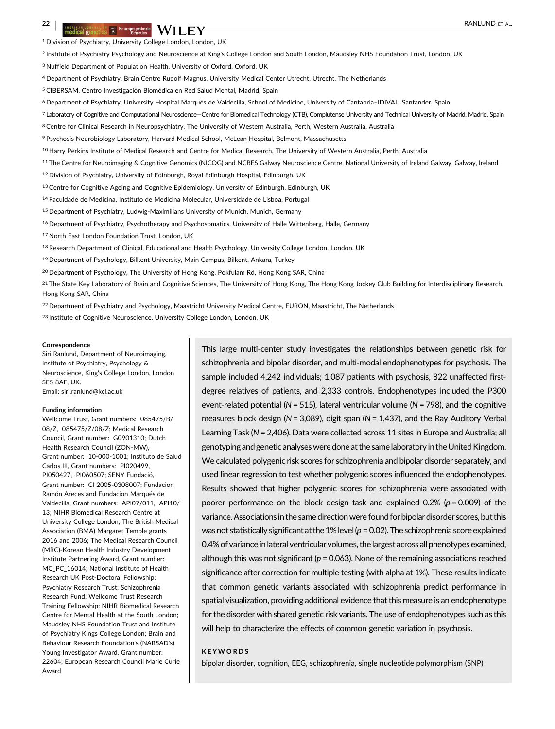[1] Division of Psychiatry, University College London, London, UK

[2] Institute of Psychiatry Psychology and Neuroscience at King's College London and South London, Maudsley NHS Foundation Trust, London, UK

[3] Nuffield Department of Population Health, University of Oxford, Oxford, UK

[4] Department of Psychiatry, Brain Centre Rudolf Magnus, University Medical Center Utrecht, Utrecht, The Netherlands

[5] CIBERSAM, Centro Investigación Biomédica en Red Salud Mental, Madrid, Spain

[6] Department of Psychiatry, University Hospital Marqués de Valdecilla, School of Medicine, University of Cantabria–IDIVAL, Santander, Spain

[7] Laboratory of Cognitive and Computational Neuroscience—Centre for Biomedical Technology (CTB), Complutense University and Technical University of Madrid, Madrid, Spain

[8] Centre for Clinical Research in Neuropsychiatry, The University of Western Australia, Perth, Western Australia, Australia

[9] Psychosis Neurobiology Laboratory, Harvard Medical School, McLean Hospital, Belmont, Massachusetts

[10] Harry Perkins Institute of Medical Research and Centre for Medical Research, The University of Western Australia, Perth, Australia

[11] The Centre for Neuroimaging & Cognitive Genomics (NICOG) and NCBES Galway Neuroscience Centre, National University of Ireland Galway, Galway, Ireland

[12] Division of Psychiatry, University of Edinburgh, Royal Edinburgh Hospital, Edinburgh, UK

[13] Centre for Cognitive Ageing and Cognitive Epidemiology, University of Edinburgh, Edinburgh, UK

[14] Faculdade de Medicina, Instituto de Medicina Molecular, Universidade de Lisboa, Portugal

[15] Department of Psychiatry, Ludwig-Maximilians University of Munich, Munich, Germany

[16] Department of Psychiatry, Psychotherapy and Psychosomatics, University of Halle Wittenberg, Halle, Germany

[17] North East London Foundation Trust, London, UK

[18] Research Department of Clinical, Educational and Health Psychology, University College London, London, UK

[19] Department of Psychology, Bilkent University, Main Campus, Bilkent, Ankara, Turkey

[20] Department of Psychology, The University of Hong Kong, Pokfulam Rd, Hong Kong SAR, China

[21] The State Key Laboratory of Brain and Cognitive Sciences, The University of Hong Kong, The Hong Kong Jockey Club Building for Interdisciplinary Research, Hong Kong SAR, China

[22] Department of Psychiatry and Psychology, Maastricht University Medical Centre, EURON, Maastricht, The Netherlands

[23] Institute of Cognitive Neuroscience, University College London, London, UK

**Correspondence**

Siri Ranlund, Department of Neuroimaging, Institute of Psychiatry, Psychology & Neuroscience, King's College London, London SE5 8AF, UK.
Email: siri.ranlund@kcl.ac.uk

**Funding information**

Wellcome Trust, Grant numbers: 085475/B/08/Z, 085475/Z/08/Z; Medical Research Council, Grant number: G0901310; Dutch Health Research Council (ZON-MW), Grant number: 10-000-1001; Instituto de Salud Carlos III, Grant numbers: PI020499, PI050427, PI060507; SENY Fundació, Grant number: CI 2005-0308007; Fundacion Ramón Areces and Fundacion Marqués de Valdecilla, Grant numbers: API07/011, API10/13; NIHR Biomedical Research Centre at University College London; The British Medical Association (BMA) Margaret Temple grants 2016 and 2006; The Medical Research Council (MRC)-Korean Health Industry Development Institute Partnering Award, Grant number: MC_PC_16014; National Institute of Health Research UK Post-Doctoral Fellowship; Psychiatry Research Trust; Schizophrenia Research Fund; Wellcome Trust Research Training Fellowship; NIHR Biomedical Research Centre for Mental Health at the South London; Maudsley NHS Foundation Trust and Institute of Psychiatry Kings College London; Brain and Behaviour Research Foundation's (NARSAD's) Young Investigator Award, Grant number: 22604; European Research Council Marie Curie Award

This large multi-center study investigates the relationships between genetic risk for schizophrenia and bipolar disorder, and multi-modal endophenotypes for psychosis. The sample included 4,242 individuals; 1,087 patients with psychosis, 822 unaffected first-degree relatives of patients, and 2,333 controls. Endophenotypes included the P300 event-related potential ($N = 515$), lateral ventricular volume ($N = 798$), and the cognitive measures block design ($N = 3{,}089$), digit span ($N = 1{,}437$), and the Ray Auditory Verbal Learning Task ($N = 2{,}406$). Data were collected across 11 sites in Europe and Australia; all genotyping and genetic analyses were done at the same laboratory in the United Kingdom. We calculated polygenic risk scores for schizophrenia and bipolar disorder separately, and used linear regression to test whether polygenic scores influenced the endophenotypes. Results showed that higher polygenic scores for schizophrenia were associated with poorer performance on the block design task and explained 0.2% ($p = 0.009$) of the variance. Associations in the same direction were found for bipolar disorder scores, but this was not statistically significant at the 1% level ($p = 0.02$). The schizophrenia score explained 0.4% of variance in lateral ventricular volumes, the largest across all phenotypes examined, although this was not significant ($p = 0.063$). None of the remaining associations reached significance after correction for multiple testing (with alpha at 1%). These results indicate that common genetic variants associated with schizophrenia predict performance in spatial visualization, providing additional evidence that this measure is an endophenotype for the disorder with shared genetic risk variants. The use of endophenotypes such as this will help to characterize the effects of common genetic variation in psychosis.

**KEYWORDS**

bipolar disorder, cognition, EEG, schizophrenia, single nucleotide polymorphism (SNP)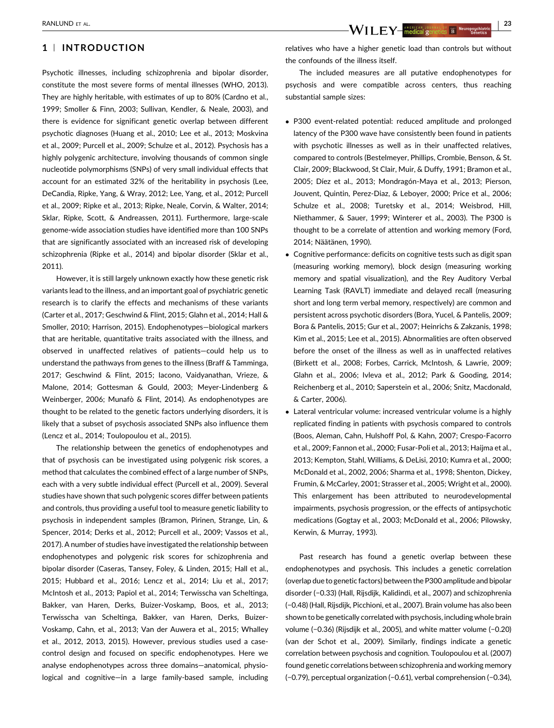## 1 | INTRODUCTION

Psychotic illnesses, including schizophrenia and bipolar disorder, constitute the most severe forms of mental illnesses (WHO, 2013). They are highly heritable, with estimates of up to 80% (Cardno et al., 1999; Smoller & Finn, 2003; Sullivan, Kendler, & Neale, 2003), and there is evidence for significant genetic overlap between different psychotic diagnoses (Huang et al., 2010; Lee et al., 2013; Moskvina et al., 2009; Purcell et al., 2009; Schulze et al., 2012). Psychosis has a highly polygenic architecture, involving thousands of common single nucleotide polymorphisms (SNPs) of very small individual effects that account for an estimated 32% of the heritability in psychosis (Lee, DeCandia, Ripke, Yang, & Wray, 2012; Lee, Yang, et al., 2012; Purcell et al., 2009; Ripke et al., 2013; Ripke, Neale, Corvin, & Walter, 2014; Sklar, Ripke, Scott, & Andreassen, 2011). Furthermore, large-scale genome-wide association studies have identified more than 100 SNPs that are significantly associated with an increased risk of developing schizophrenia (Ripke et al., 2014) and bipolar disorder (Sklar et al., 2011).

However, it is still largely unknown exactly how these genetic risk variants lead to the illness, and an important goal of psychiatric genetic research is to clarify the effects and mechanisms of these variants (Carter et al., 2017; Geschwind & Flint, 2015; Glahn et al., 2014; Hall & Smoller, 2010; Harrison, 2015). Endophenotypes—biological markers that are heritable, quantitative traits associated with the illness, and observed in unaffected relatives of patients—could help us to understand the pathways from genes to the illness (Braff & Tamminga, 2017; Geschwind & Flint, 2015; Iacono, Vaidyanathan, Vrieze, & Malone, 2014; Gottesman & Gould, 2003; Meyer-Lindenberg & Weinberger, 2006; Munafò & Flint, 2014). As endophenotypes are thought to be related to the genetic factors underlying disorders, it is likely that a subset of psychosis associated SNPs also influence them (Lencz et al., 2014; Toulopoulou et al., 2015).

The relationship between the genetics of endophenotypes and that of psychosis can be investigated using polygenic risk scores, a method that calculates the combined effect of a large number of SNPs, each with a very subtle individual effect (Purcell et al., 2009). Several studies have shown that such polygenic scores differ between patients and controls, thus providing a useful tool to measure genetic liability to psychosis in independent samples (Bramon, Pirinen, Strange, Lin, & Spencer, 2014; Derks et al., 2012; Purcell et al., 2009; Vassos et al., 2017). A number of studies have investigated the relationship between endophenotypes and polygenic risk scores for schizophrenia and bipolar disorder (Caseras, Tansey, Foley, & Linden, 2015; Hall et al., 2015; Hubbard et al., 2016; Lencz et al., 2014; Liu et al., 2017; McIntosh et al., 2013; Papiol et al., 2014; Terwisscha van Scheltinga, Bakker, van Haren, Derks, Buizer-Voskamp, Boos, et al., 2013; Terwisscha van Scheltinga, Bakker, van Haren, Derks, Buizer-Voskamp, Cahn, et al., 2013; Van der Auwera et al., 2015; Whalley et al., 2012, 2013, 2015). However, previous studies used a case-control design and focused on specific endophenotypes. Here we analyse endophenotypes across three domains—anatomical, physiological and cognitive—in a large family-based sample, including relatives who have a higher genetic load than controls but without the confounds of the illness itself.

The included measures are all putative endophenotypes for psychosis and were compatible across centers, thus reaching substantial sample sizes:

- P300 event-related potential: reduced amplitude and prolonged latency of the P300 wave have consistently been found in patients with psychotic illnesses as well as in their unaffected relatives, compared to controls (Bestelmeyer, Phillips, Crombie, Benson, & St. Clair, 2009; Blackwood, St Clair, Muir, & Duffy, 1991; Bramon et al., 2005; Díez et al., 2013; Mondragón-Maya et al., 2013; Pierson, Jouvent, Quintin, Perez-Diaz, & Leboyer, 2000; Price et al., 2006; Schulze et al., 2008; Turetsky et al., 2014; Weisbrod, Hill, Niethammer, & Sauer, 1999; Winterer et al., 2003). The P300 is thought to be a correlate of attention and working memory (Ford, 2014; Näätänen, 1990).
- Cognitive performance: deficits on cognitive tests such as digit span (measuring working memory), block design (measuring working memory and spatial visualization), and the Rey Auditory Verbal Learning Task (RAVLT) immediate and delayed recall (measuring short and long term verbal memory, respectively) are common and persistent across psychotic disorders (Bora, Yucel, & Pantelis, 2009; Bora & Pantelis, 2015; Gur et al., 2007; Heinrichs & Zakzanis, 1998; Kim et al., 2015; Lee et al., 2015). Abnormalities are often observed before the onset of the illness as well as in unaffected relatives (Birkett et al., 2008; Forbes, Carrick, McIntosh, & Lawrie, 2009; Glahn et al., 2006; Ivleva et al., 2012; Park & Gooding, 2014; Reichenberg et al., 2010; Saperstein et al., 2006; Snitz, Macdonald, & Carter, 2006).
- Lateral ventricular volume: increased ventricular volume is a highly replicated finding in patients with psychosis compared to controls (Boos, Aleman, Cahn, Hulshoff Pol, & Kahn, 2007; Crespo-Facorro et al., 2009; Fannon et al., 2000; Fusar-Poli et al., 2013; Haijma et al., 2013; Kempton, Stahl, Williams, & DeLisi, 2010; Kumra et al., 2000; McDonald et al., 2002, 2006; Sharma et al., 1998; Shenton, Dickey, Frumin, & McCarley, 2001; Strasser et al., 2005; Wright et al., 2000). This enlargement has been attributed to neurodevelopmental impairments, psychosis progression, or the effects of antipsychotic medications (Gogtay et al., 2003; McDonald et al., 2006; Pilowsky, Kerwin, & Murray, 1993).

Past research has found a genetic overlap between these endophenotypes and psychosis. This includes a genetic correlation (overlap due to genetic factors) between the P300 amplitude and bipolar disorder (−0.33) (Hall, Rijsdijk, Kalidindi, et al., 2007) and schizophrenia (−0.48) (Hall, Rijsdijk, Picchioni, et al., 2007). Brain volume has also been shown to be genetically correlated with psychosis, including whole brain volume (−0.36) (Rijsdijk et al., 2005), and white matter volume (−0.20) (van der Schot et al., 2009). Similarly, findings indicate a genetic correlation between psychosis and cognition. Toulopoulou et al. (2007) found genetic correlations between schizophrenia and working memory (−0.79), perceptual organization (−0.61), verbal comprehension (−0.34),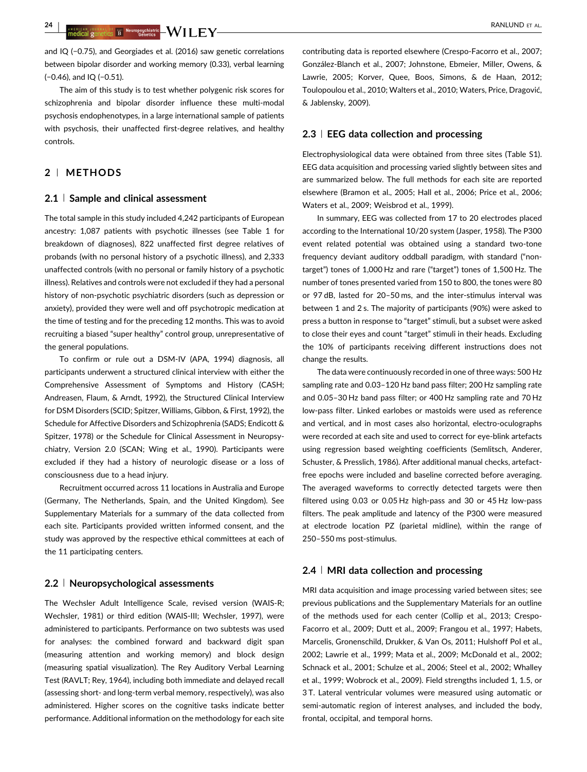and IQ (−0.75), and Georgiades et al. (2016) saw genetic correlations between bipolar disorder and working memory (0.33), verbal learning (−0.46), and IQ (−0.51).

The aim of this study is to test whether polygenic risk scores for schizophrenia and bipolar disorder influence these multi-modal psychosis endophenotypes, in a large international sample of patients with psychosis, their unaffected first-degree relatives, and healthy controls.

## 2 | METHODS

### 2.1 | Sample and clinical assessment

The total sample in this study included 4,242 participants of European ancestry: 1,087 patients with psychotic illnesses (see Table 1 for breakdown of diagnoses), 822 unaffected first degree relatives of probands (with no personal history of a psychotic illness), and 2,333 unaffected controls (with no personal or family history of a psychotic illness). Relatives and controls were not excluded if they had a personal history of non-psychotic psychiatric disorders (such as depression or anxiety), provided they were well and off psychotropic medication at the time of testing and for the preceding 12 months. This was to avoid recruiting a biased "super healthy" control group, unrepresentative of the general populations.

To confirm or rule out a DSM-IV (APA, 1994) diagnosis, all participants underwent a structured clinical interview with either the Comprehensive Assessment of Symptoms and History (CASH; Andreasen, Flaum, & Arndt, 1992), the Structured Clinical Interview for DSM Disorders (SCID; Spitzer, Williams, Gibbon, & First, 1992), the Schedule for Affective Disorders and Schizophrenia (SADS; Endicott & Spitzer, 1978) or the Schedule for Clinical Assessment in Neuropsychiatry, Version 2.0 (SCAN; Wing et al., 1990). Participants were excluded if they had a history of neurologic disease or a loss of consciousness due to a head injury.

Recruitment occurred across 11 locations in Australia and Europe (Germany, The Netherlands, Spain, and the United Kingdom). See Supplementary Materials for a summary of the data collected from each site. Participants provided written informed consent, and the study was approved by the respective ethical committees at each of the 11 participating centers.

### 2.2 | Neuropsychological assessments

The Wechsler Adult Intelligence Scale, revised version (WAIS-R; Wechsler, 1981) or third edition (WAIS-III; Wechsler, 1997), were administered to participants. Performance on two subtests was used for analyses: the combined forward and backward digit span (measuring attention and working memory) and block design (measuring spatial visualization). The Rey Auditory Verbal Learning Test (RAVLT; Rey, 1964), including both immediate and delayed recall (assessing short- and long-term verbal memory, respectively), was also administered. Higher scores on the cognitive tasks indicate better performance. Additional information on the methodology for each site contributing data is reported elsewhere (Crespo-Facorro et al., 2007; González-Blanch et al., 2007; Johnstone, Ebmeier, Miller, Owens, & Lawrie, 2005; Korver, Quee, Boos, Simons, & de Haan, 2012; Toulopoulou et al., 2010; Walters et al., 2010; Waters, Price, Dragović, & Jablensky, 2009).

### 2.3 | EEG data collection and processing

Electrophysiological data were obtained from three sites (Table S1). EEG data acquisition and processing varied slightly between sites and are summarized below. The full methods for each site are reported elsewhere (Bramon et al., 2005; Hall et al., 2006; Price et al., 2006; Waters et al., 2009; Weisbrod et al., 1999).

In summary, EEG was collected from 17 to 20 electrodes placed according to the International 10/20 system (Jasper, 1958). The P300 event related potential was obtained using a standard two-tone frequency deviant auditory oddball paradigm, with standard ("non-target") tones of 1,000 Hz and rare ("target") tones of 1,500 Hz. The number of tones presented varied from 150 to 800, the tones were 80 or 97 dB, lasted for 20–50 ms, and the inter-stimulus interval was between 1 and 2 s. The majority of participants (90%) were asked to press a button in response to "target" stimuli, but a subset were asked to close their eyes and count "target" stimuli in their heads. Excluding the 10% of participants receiving different instructions does not change the results.

The data were continuously recorded in one of three ways: 500 Hz sampling rate and 0.03–120 Hz band pass filter; 200 Hz sampling rate and 0.05–30 Hz band pass filter; or 400 Hz sampling rate and 70 Hz low-pass filter. Linked earlobes or mastoids were used as reference and vertical, and in most cases also horizontal, electro-oculographs were recorded at each site and used to correct for eye-blink artefacts using regression based weighting coefficients (Semlitsch, Anderer, Schuster, & Presslich, 1986). After additional manual checks, artefact-free epochs were included and baseline corrected before averaging. The averaged waveforms to correctly detected targets were then filtered using 0.03 or 0.05 Hz high-pass and 30 or 45 Hz low-pass filters. The peak amplitude and latency of the P300 were measured at electrode location PZ (parietal midline), within the range of 250–550 ms post-stimulus.

### 2.4 | MRI data collection and processing

MRI data acquisition and image processing varied between sites; see previous publications and the Supplementary Materials for an outline of the methods used for each center (Collip et al., 2013; Crespo-Facorro et al., 2009; Dutt et al., 2009; Frangou et al., 1997; Habets, Marcelis, Gronenschild, Drukker, & Van Os, 2011; Hulshoff Pol et al., 2002; Lawrie et al., 1999; Mata et al., 2009; McDonald et al., 2002; Schnack et al., 2001; Schulze et al., 2006; Steel et al., 2002; Whalley et al., 1999; Wobrock et al., 2009). Field strengths included 1, 1.5, or 3 T. Lateral ventricular volumes were measured using automatic or semi-automatic region of interest analyses, and included the body, frontal, occipital, and temporal horns.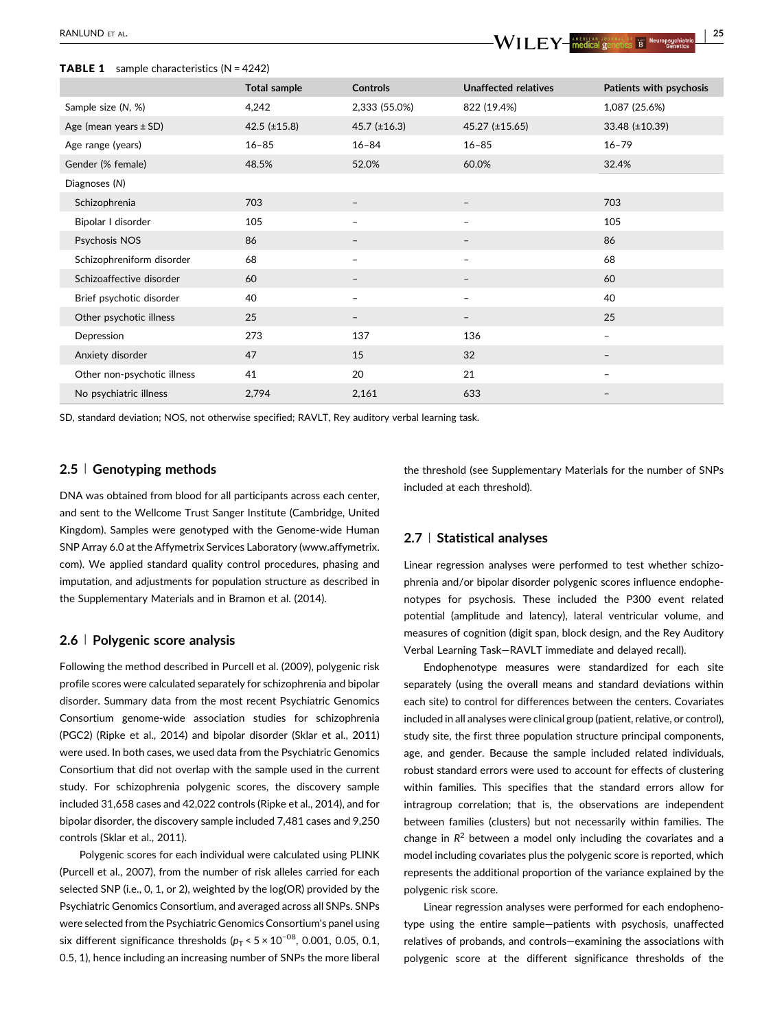**TABLE 1** sample characteristics (N = 4242)

| | Total sample | Controls | Unaffected relatives | Patients with psychosis |
|---|---|---|---|---|
| Sample size (N, %) | 4,242 | 2,333 (55.0%) | 822 (19.4%) | 1,087 (25.6%) |
| Age (mean years ± SD) | 42.5 (±15.8) | 45.7 (±16.3) | 45.27 (±15.65) | 33.48 (±10.39) |
| Age range (years) | 16–85 | 16–84 | 16–85 | 16–79 |
| Gender (% female) | 48.5% | 52.0% | 60.0% | 32.4% |
| Diagnoses (N) | | | | |
| Schizophrenia | 703 | – | – | 703 |
| Bipolar I disorder | 105 | – | – | 105 |
| Psychosis NOS | 86 | – | – | 86 |
| Schizophreniform disorder | 68 | – | – | 68 |
| Schizoaffective disorder | 60 | – | – | 60 |
| Brief psychotic disorder | 40 | – | – | 40 |
| Other psychotic illness | 25 | – | – | 25 |
| Depression | 273 | 137 | 136 | – |
| Anxiety disorder | 47 | 15 | 32 | – |
| Other non-psychotic illness | 41 | 20 | 21 | – |
| No psychiatric illness | 2,794 | 2,161 | 633 | – |

SD, standard deviation; NOS, not otherwise specified; RAVLT, Rey auditory verbal learning task.

### 2.5 | Genotyping methods

DNA was obtained from blood for all participants across each center, and sent to the Wellcome Trust Sanger Institute (Cambridge, United Kingdom). Samples were genotyped with the Genome-wide Human SNP Array 6.0 at the Affymetrix Services Laboratory (www.affymetrix.com). We applied standard quality control procedures, phasing and imputation, and adjustments for population structure as described in the Supplementary Materials and in Bramon et al. (2014).

### 2.6 | Polygenic score analysis

Following the method described in Purcell et al. (2009), polygenic risk profile scores were calculated separately for schizophrenia and bipolar disorder. Summary data from the most recent Psychiatric Genomics Consortium genome-wide association studies for schizophrenia (PGC2) (Ripke et al., 2014) and bipolar disorder (Sklar et al., 2011) were used. In both cases, we used data from the Psychiatric Genomics Consortium that did not overlap with the sample used in the current study. For schizophrenia polygenic scores, the discovery sample included 31,658 cases and 42,022 controls (Ripke et al., 2014), and for bipolar disorder, the discovery sample included 7,481 cases and 9,250 controls (Sklar et al., 2011).

Polygenic scores for each individual were calculated using PLINK (Purcell et al., 2007), from the number of risk alleles carried for each selected SNP (i.e., 0, 1, or 2), weighted by the log(OR) provided by the Psychiatric Genomics Consortium, and averaged across all SNPs. SNPs were selected from the Psychiatric Genomics Consortium's panel using six different significance thresholds ($p_T < 5 \times 10^{-08}$, 0.001, 0.05, 0.1, 0.5, 1), hence including an increasing number of SNPs the more liberal the threshold (see Supplementary Materials for the number of SNPs included at each threshold).

### 2.7 | Statistical analyses

Linear regression analyses were performed to test whether schizophrenia and/or bipolar disorder polygenic scores influence endophenotypes for psychosis. These included the P300 event related potential (amplitude and latency), lateral ventricular volume, and measures of cognition (digit span, block design, and the Rey Auditory Verbal Learning Task—RAVLT immediate and delayed recall).

Endophenotype measures were standardized for each site separately (using the overall means and standard deviations within each site) to control for differences between the centers. Covariates included in all analyses were clinical group (patient, relative, or control), study site, the first three population structure principal components, age, and gender. Because the sample included related individuals, robust standard errors were used to account for effects of clustering within families. This specifies that the standard errors allow for intragroup correlation; that is, the observations are independent between families (clusters) but not necessarily within families. The change in $R^2$ between a model only including the covariates and a model including covariates plus the polygenic score is reported, which represents the additional proportion of the variance explained by the polygenic risk score.

Linear regression analyses were performed for each endophenotype using the entire sample—patients with psychosis, unaffected relatives of probands, and controls—examining the associations with polygenic score at the different significance thresholds of the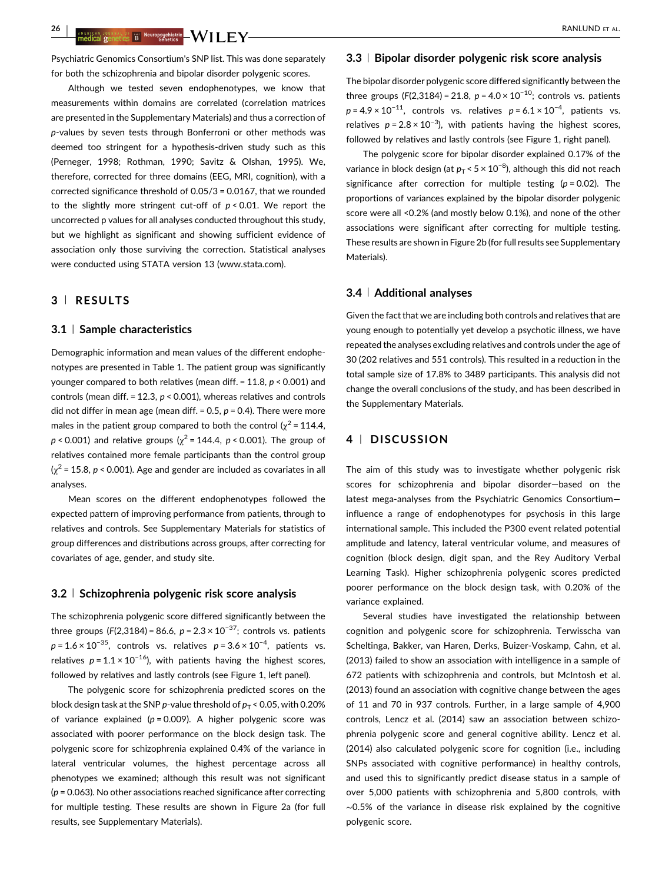Psychiatric Genomics Consortium's SNP list. This was done separately for both the schizophrenia and bipolar disorder polygenic scores.

Although we tested seven endophenotypes, we know that measurements within domains are correlated (correlation matrices are presented in the Supplementary Materials) and thus a correction of p-values by seven tests through Bonferroni or other methods was deemed too stringent for a hypothesis-driven study such as this (Perneger, 1998; Rothman, 1990; Savitz & Olshan, 1995). We, therefore, corrected for three domains (EEG, MRI, cognition), with a corrected significance threshold of 0.05/3 = 0.0167, that we rounded to the slightly more stringent cut-off of $p < 0.01$. We report the uncorrected p values for all analyses conducted throughout this study, but we highlight as significant and showing sufficient evidence of association only those surviving the correction. Statistical analyses were conducted using STATA version 13 (www.stata.com).

## 3 | RESULTS

### 3.1 | Sample characteristics

Demographic information and mean values of the different endophenotypes are presented in Table 1. The patient group was significantly younger compared to both relatives (mean diff. = 11.8, $p < 0.001$) and controls (mean diff. = 12.3, $p < 0.001$), whereas relatives and controls did not differ in mean age (mean diff. = 0.5, $p = 0.4$). There were more males in the patient group compared to both the control ($\chi^2 = 114.4$, $p < 0.001$) and relative groups ($\chi^2 = 144.4$, $p < 0.001$). The group of relatives contained more female participants than the control group ($\chi^2 = 15.8$, $p < 0.001$). Age and gender are included as covariates in all analyses.

Mean scores on the different endophenotypes followed the expected pattern of improving performance from patients, through to relatives and controls. See Supplementary Materials for statistics of group differences and distributions across groups, after correcting for covariates of age, gender, and study site.

### 3.2 | Schizophrenia polygenic risk score analysis

The schizophrenia polygenic score differed significantly between the three groups ($F(2,3184) = 86.6$, $p = 2.3 \times 10^{-37}$; controls vs. patients $p = 1.6 \times 10^{-35}$, controls vs. relatives $p = 3.6 \times 10^{-4}$, patients vs. relatives $p = 1.1 \times 10^{-16}$), with patients having the highest scores, followed by relatives and lastly controls (see Figure 1, left panel).

The polygenic score for schizophrenia predicted scores on the block design task at the SNP p-value threshold of $p_T < 0.05$, with 0.20% of variance explained ($p = 0.009$). A higher polygenic score was associated with poorer performance on the block design task. The polygenic score for schizophrenia explained 0.4% of the variance in lateral ventricular volumes, the highest percentage across all phenotypes we examined; although this result was not significant ($p = 0.063$). No other associations reached significance after correcting for multiple testing. These results are shown in Figure 2a (for full results, see Supplementary Materials).

### 3.3 | Bipolar disorder polygenic risk score analysis

The bipolar disorder polygenic score differed significantly between the three groups ($F(2,3184) = 21.8$, $p = 4.0 \times 10^{-10}$; controls vs. patients $p = 4.9 \times 10^{-11}$, controls vs. relatives $p = 6.1 \times 10^{-4}$, patients vs. relatives $p = 2.8 \times 10^{-3}$), with patients having the highest scores, followed by relatives and lastly controls (see Figure 1, right panel).

The polygenic score for bipolar disorder explained 0.17% of the variance in block design (at $p_T < 5 \times 10^{-8}$), although this did not reach significance after correction for multiple testing ($p = 0.02$). The proportions of variances explained by the bipolar disorder polygenic score were all <0.2% (and mostly below 0.1%), and none of the other associations were significant after correcting for multiple testing. These results are shown in Figure 2b (for full results see Supplementary Materials).

### 3.4 | Additional analyses

Given the fact that we are including both controls and relatives that are young enough to potentially yet develop a psychotic illness, we have repeated the analyses excluding relatives and controls under the age of 30 (202 relatives and 551 controls). This resulted in a reduction in the total sample size of 17.8% to 3489 participants. This analysis did not change the overall conclusions of the study, and has been described in the Supplementary Materials.

## 4 | DISCUSSION

The aim of this study was to investigate whether polygenic risk scores for schizophrenia and bipolar disorder—based on the latest mega-analyses from the Psychiatric Genomics Consortium—influence a range of endophenotypes for psychosis in this large international sample. This included the P300 event related potential amplitude and latency, lateral ventricular volume, and measures of cognition (block design, digit span, and the Rey Auditory Verbal Learning Task). Higher schizophrenia polygenic scores predicted poorer performance on the block design task, with 0.20% of the variance explained.

Several studies have investigated the relationship between cognition and polygenic score for schizophrenia. Terwisscha van Scheltinga, Bakker, van Haren, Derks, Buizer-Voskamp, Cahn, et al. (2013) failed to show an association with intelligence in a sample of 672 patients with schizophrenia and controls, but McIntosh et al. (2013) found an association with cognitive change between the ages of 11 and 70 in 937 controls. Further, in a large sample of 4,900 controls, Lencz et al. (2014) saw an association between schizophrenia polygenic score and general cognitive ability. Lencz et al. (2014) also calculated polygenic score for cognition (i.e., including SNPs associated with cognitive performance) in healthy controls, and used this to significantly predict disease status in a sample of over 5,000 patients with schizophrenia and 5,800 controls, with ~0.5% of the variance in disease risk explained by the cognitive polygenic score.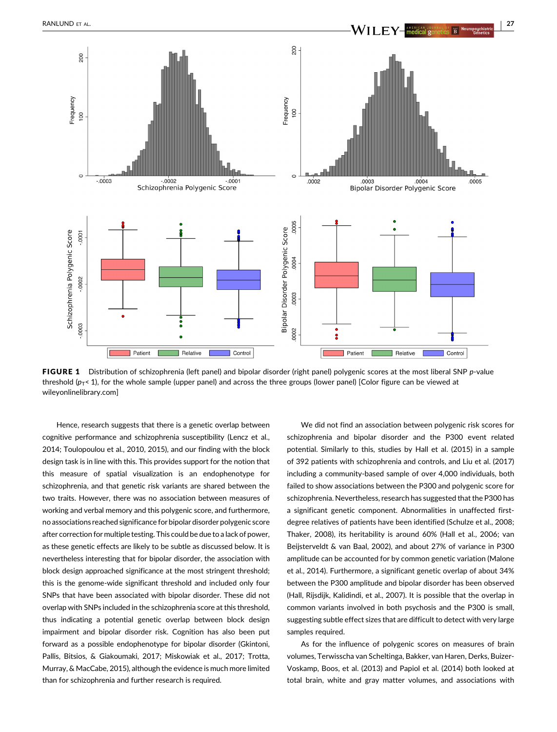FIGURE 1 Distribution of schizophrenia (left panel) and bipolar disorder (right panel) polygenic scores at the most liberal SNP *p*-value threshold ($p_T$< 1), for the whole sample (upper panel) and across the three groups (lower panel) [Color figure can be viewed at wileyonlinelibrary.com]

Hence, research suggests that there is a genetic overlap between cognitive performance and schizophrenia susceptibility (Lencz et al., 2014; Toulopoulou et al., 2010, 2015), and our finding with the block design task is in line with this. This provides support for the notion that this measure of spatial visualization is an endophenotype for schizophrenia, and that genetic risk variants are shared between the two traits. However, there was no association between measures of working and verbal memory and this polygenic score, and furthermore, no associations reached significance for bipolar disorder polygenic score after correction for multiple testing. This could be due to a lack of power, as these genetic effects are likely to be subtle as discussed below. It is nevertheless interesting that for bipolar disorder, the association with block design approached significance at the most stringent threshold; this is the genome-wide significant threshold and included only four SNPs that have been associated with bipolar disorder. These did not overlap with SNPs included in the schizophrenia score at this threshold, thus indicating a potential genetic overlap between block design impairment and bipolar disorder risk. Cognition has also been put forward as a possible endophenotype for bipolar disorder (Gkintoni, Pallis, Bitsios, & Giakoumaki, 2017; Miskowiak et al., 2017; Trotta, Murray, & MacCabe, 2015), although the evidence is much more limited than for schizophrenia and further research is required.

We did not find an association between polygenic risk scores for schizophrenia and bipolar disorder and the P300 event related potential. Similarly to this, studies by Hall et al. (2015) in a sample of 392 patients with schizophrenia and controls, and Liu et al. (2017) including a community-based sample of over 4,000 individuals, both failed to show associations between the P300 and polygenic score for schizophrenia. Nevertheless, research has suggested that the P300 has a significant genetic component. Abnormalities in unaffected first-degree relatives of patients have been identified (Schulze et al., 2008; Thaker, 2008), its heritability is around 60% (Hall et al., 2006; van Beijsterveldt & van Baal, 2002), and about 27% of variance in P300 amplitude can be accounted for by common genetic variation (Malone et al., 2014). Furthermore, a significant genetic overlap of about 34% between the P300 amplitude and bipolar disorder has been observed (Hall, Rijsdijk, Kalidindi, et al., 2007). It is possible that the overlap in common variants involved in both psychosis and the P300 is small, suggesting subtle effect sizes that are difficult to detect with very large samples required.

As for the influence of polygenic scores on measures of brain volumes, Terwisscha van Scheltinga, Bakker, van Haren, Derks, Buizer-Voskamp, Boos, et al. (2013) and Papiol et al. (2014) both looked at total brain, white and gray matter volumes, and associations with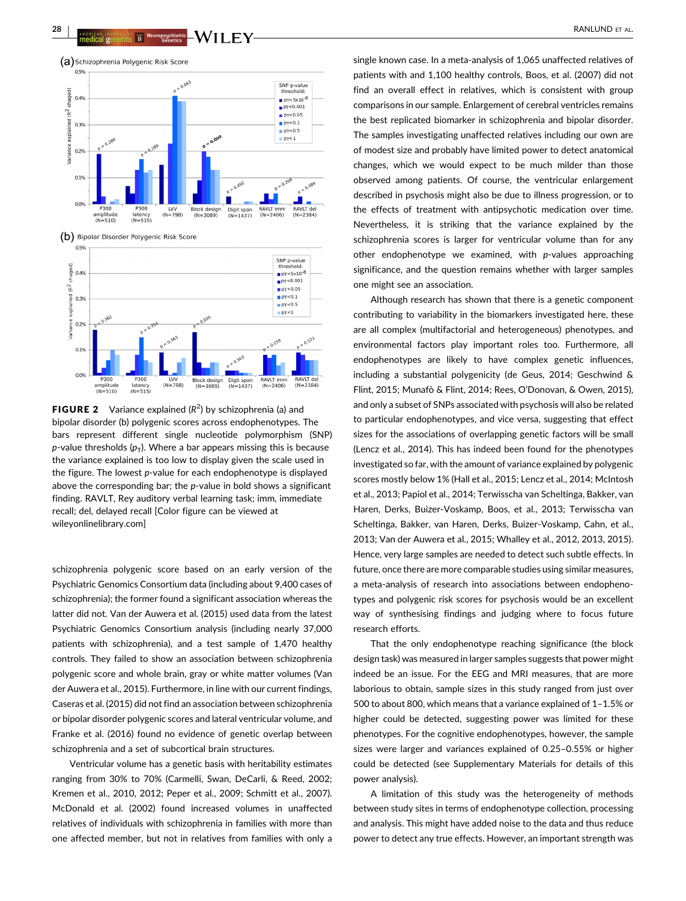**FIGURE 2** Variance explained ($R^2$) by schizophrenia (a) and bipolar disorder (b) polygenic scores across endophenotypes. The bars represent different single nucleotide polymorphism (SNP) $p$-value thresholds ($p_T$). Where a bar appears missing this is because the variance explained is too low to display given the scale used in the figure. The lowest $p$-value for each endophenotype is displayed above the corresponding bar; the $p$-value in bold shows a significant finding. RAVLT, Rey auditory verbal learning task; imm, immediate recall; del, delayed recall [Color figure can be viewed at wileyonlinelibrary.com]

schizophrenia polygenic score based on an early version of the Psychiatric Genomics Consortium data (including about 9,400 cases of schizophrenia); the former found a significant association whereas the latter did not. Van der Auwera et al. (2015) used data from the latest Psychiatric Genomics Consortium analysis (including nearly 37,000 patients with schizophrenia), and a test sample of 1,470 healthy controls. They failed to show an association between schizophrenia polygenic score and whole brain, gray or white matter volumes (Van der Auwera et al., 2015). Furthermore, in line with our current findings, Caseras et al. (2015) did not find an association between schizophrenia or bipolar disorder polygenic scores and lateral ventricular volume, and Franke et al. (2016) found no evidence of genetic overlap between schizophrenia and a set of subcortical brain structures.

Ventricular volume has a genetic basis with heritability estimates ranging from 30% to 70% (Carmelli, Swan, DeCarli, & Reed, 2002; Kremen et al., 2010, 2012; Peper et al., 2009; Schmitt et al., 2007). McDonald et al. (2002) found increased volumes in unaffected relatives of individuals with schizophrenia in families with more than one affected member, but not in relatives from families with only a single known case. In a meta-analysis of 1,065 unaffected relatives of patients with and 1,100 healthy controls, Boos, et al. (2007) did not find an overall effect in relatives, which is consistent with group comparisons in our sample. Enlargement of cerebral ventricles remains the best replicated biomarker in schizophrenia and bipolar disorder. The samples investigating unaffected relatives including our own are of modest size and probably have limited power to detect anatomical changes, which we would expect to be much milder than those observed among patients. Of course, the ventricular enlargement described in psychosis might also be due to illness progression, or to the effects of treatment with antipsychotic medication over time. Nevertheless, it is striking that the variance explained by the schizophrenia scores is larger for ventricular volume than for any other endophenotype we examined, with $p$-values approaching significance, and the question remains whether with larger samples one might see an association.

Although research has shown that there is a genetic component contributing to variability in the biomarkers investigated here, these are all complex (multifactorial and heterogeneous) phenotypes, and environmental factors play important roles too. Furthermore, all endophenotypes are likely to have complex genetic influences, including a substantial polygenicity (de Geus, 2014; Geschwind & Flint, 2015; Munafò & Flint, 2014; Rees, O'Donovan, & Owen, 2015), and only a subset of SNPs associated with psychosis will also be related to particular endophenotypes, and vice versa, suggesting that effect sizes for the associations of overlapping genetic factors will be small (Lencz et al., 2014). This has indeed been found for the phenotypes investigated so far, with the amount of variance explained by polygenic scores mostly below 1% (Hall et al., 2015; Lencz et al., 2014; McIntosh et al., 2013; Papiol et al., 2014; Terwisscha van Scheltinga, Bakker, van Haren, Derks, Buizer-Voskamp, Boos, et al., 2013; Terwisscha van Scheltinga, Bakker, van Haren, Derks, Buizer-Voskamp, Cahn, et al., 2013; Van der Auwera et al., 2015; Whalley et al., 2012, 2013, 2015). Hence, very large samples are needed to detect such subtle effects. In future, once there are more comparable studies using similar measures, a meta-analysis of research into associations between endophenotypes and polygenic risk scores for psychosis would be an excellent way of synthesising findings and judging where to focus future research efforts.

That the only endophenotype reaching significance (the block design task) was measured in larger samples suggests that power might indeed be an issue. For the EEG and MRI measures, that are more laborious to obtain, sample sizes in this study ranged from just over 500 to about 800, which means that a variance explained of 1–1.5% or higher could be detected, suggesting power was limited for these phenotypes. For the cognitive endophenotypes, however, the sample sizes were larger and variances explained of 0.25–0.55% or higher could be detected (see Supplementary Materials for details of this power analysis).

A limitation of this study was the heterogeneity of methods between study sites in terms of endophenotype collection, processing and analysis. This might have added noise to the data and thus reduce power to detect any true effects. However, an important strength was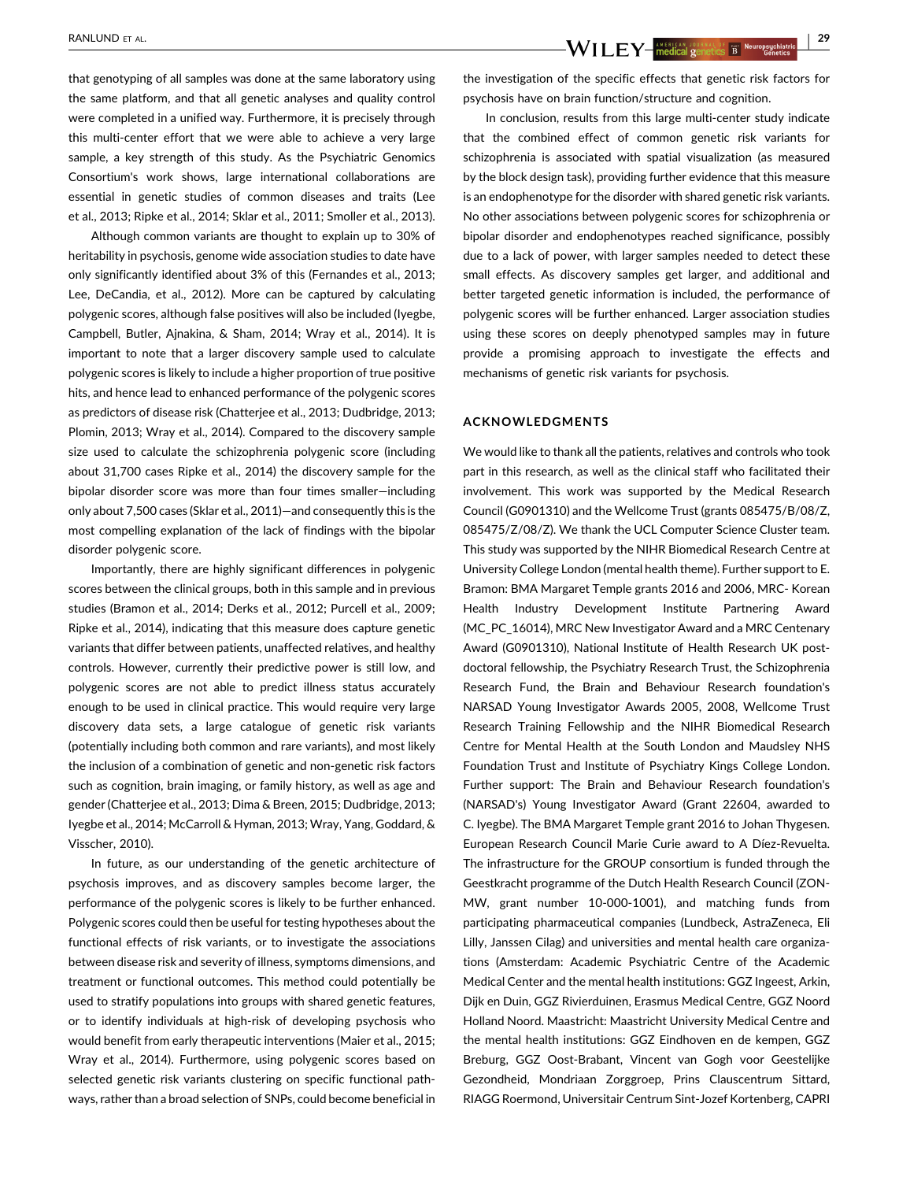that genotyping of all samples was done at the same laboratory using the same platform, and that all genetic analyses and quality control were completed in a unified way. Furthermore, it is precisely through this multi-center effort that we were able to achieve a very large sample, a key strength of this study. As the Psychiatric Genomics Consortium's work shows, large international collaborations are essential in genetic studies of common diseases and traits (Lee et al., 2013; Ripke et al., 2014; Sklar et al., 2011; Smoller et al., 2013).

Although common variants are thought to explain up to 30% of heritability in psychosis, genome wide association studies to date have only significantly identified about 3% of this (Fernandes et al., 2013; Lee, DeCandia, et al., 2012). More can be captured by calculating polygenic scores, although false positives will also be included (Iyegbe, Campbell, Butler, Ajnakina, & Sham, 2014; Wray et al., 2014). It is important to note that a larger discovery sample used to calculate polygenic scores is likely to include a higher proportion of true positive hits, and hence lead to enhanced performance of the polygenic scores as predictors of disease risk (Chatterjee et al., 2013; Dudbridge, 2013; Plomin, 2013; Wray et al., 2014). Compared to the discovery sample size used to calculate the schizophrenia polygenic score (including about 31,700 cases Ripke et al., 2014) the discovery sample for the bipolar disorder score was more than four times smaller—including only about 7,500 cases (Sklar et al., 2011)—and consequently this is the most compelling explanation of the lack of findings with the bipolar disorder polygenic score.

Importantly, there are highly significant differences in polygenic scores between the clinical groups, both in this sample and in previous studies (Bramon et al., 2014; Derks et al., 2012; Purcell et al., 2009; Ripke et al., 2014), indicating that this measure does capture genetic variants that differ between patients, unaffected relatives, and healthy controls. However, currently their predictive power is still low, and polygenic scores are not able to predict illness status accurately enough to be used in clinical practice. This would require very large discovery data sets, a large catalogue of genetic risk variants (potentially including both common and rare variants), and most likely the inclusion of a combination of genetic and non-genetic risk factors such as cognition, brain imaging, or family history, as well as age and gender (Chatterjee et al., 2013; Dima & Breen, 2015; Dudbridge, 2013; Iyegbe et al., 2014; McCarroll & Hyman, 2013; Wray, Yang, Goddard, & Visscher, 2010).

In future, as our understanding of the genetic architecture of psychosis improves, and as discovery samples become larger, the performance of the polygenic scores is likely to be further enhanced. Polygenic scores could then be useful for testing hypotheses about the functional effects of risk variants, or to investigate the associations between disease risk and severity of illness, symptoms dimensions, and treatment or functional outcomes. This method could potentially be used to stratify populations into groups with shared genetic features, or to identify individuals at high-risk of developing psychosis who would benefit from early therapeutic interventions (Maier et al., 2015; Wray et al., 2014). Furthermore, using polygenic scores based on selected genetic risk variants clustering on specific functional pathways, rather than a broad selection of SNPs, could become beneficial in the investigation of the specific effects that genetic risk factors for psychosis have on brain function/structure and cognition.

In conclusion, results from this large multi-center study indicate that the combined effect of common genetic risk variants for schizophrenia is associated with spatial visualization (as measured by the block design task), providing further evidence that this measure is an endophenotype for the disorder with shared genetic risk variants. No other associations between polygenic scores for schizophrenia or bipolar disorder and endophenotypes reached significance, possibly due to a lack of power, with larger samples needed to detect these small effects. As discovery samples get larger, and additional and better targeted genetic information is included, the performance of polygenic scores will be further enhanced. Larger association studies using these scores on deeply phenotyped samples may in future provide a promising approach to investigate the effects and mechanisms of genetic risk variants for psychosis.

## ACKNOWLEDGMENTS

We would like to thank all the patients, relatives and controls who took part in this research, as well as the clinical staff who facilitated their involvement. This work was supported by the Medical Research Council (G0901310) and the Wellcome Trust (grants 085475/B/08/Z, 085475/Z/08/Z). We thank the UCL Computer Science Cluster team. This study was supported by the NIHR Biomedical Research Centre at University College London (mental health theme). Further support to E. Bramon: BMA Margaret Temple grants 2016 and 2006, MRC- Korean Health Industry Development Institute Partnering Award (MC_PC_16014), MRC New Investigator Award and a MRC Centenary Award (G0901310), National Institute of Health Research UK post-doctoral fellowship, the Psychiatry Research Trust, the Schizophrenia Research Fund, the Brain and Behaviour Research foundation's NARSAD Young Investigator Awards 2005, 2008, Wellcome Trust Research Training Fellowship and the NIHR Biomedical Research Centre for Mental Health at the South London and Maudsley NHS Foundation Trust and Institute of Psychiatry Kings College London. Further support: The Brain and Behaviour Research foundation's (NARSAD's) Young Investigator Award (Grant 22604, awarded to C. Iyegbe). The BMA Margaret Temple grant 2016 to Johan Thygesen. European Research Council Marie Curie award to A Díez-Revuelta. The infrastructure for the GROUP consortium is funded through the Geestkracht programme of the Dutch Health Research Council (ZON-MW, grant number 10-000-1001), and matching funds from participating pharmaceutical companies (Lundbeck, AstraZeneca, Eli Lilly, Janssen Cilag) and universities and mental health care organizations (Amsterdam: Academic Psychiatric Centre of the Academic Medical Center and the mental health institutions: GGZ Ingeest, Arkin, Dijk en Duin, GGZ Rivierduinen, Erasmus Medical Centre, GGZ Noord Holland Noord. Maastricht: Maastricht University Medical Centre and the mental health institutions: GGZ Eindhoven en de kempen, GGZ Breburg, GGZ Oost-Brabant, Vincent van Gogh voor Geestelijke Gezondheid, Mondriaan Zorggroep, Prins Clauscentrum Sittard, RIAGG Roermond, Universitair Centrum Sint-Jozef Kortenberg, CAPRI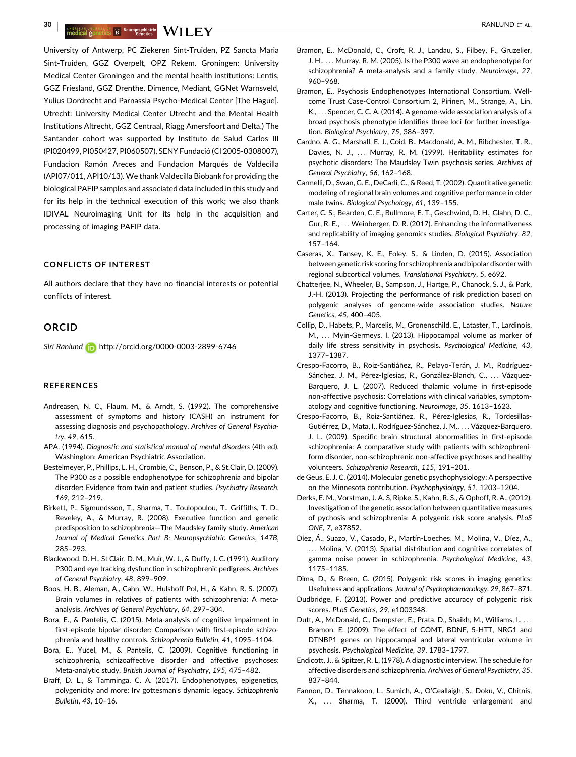University of Antwerp, PC Ziekeren Sint-Truiden, PZ Sancta Maria Sint-Truiden, GGZ Overpelt, OPZ Rekem. Groningen: University Medical Center Groningen and the mental health institutions: Lentis, GGZ Friesland, GGZ Drenthe, Dimence, Mediant, GGNet Warnsveld, Yulius Dordrecht and Parnassia Psycho-Medical Center [The Hague]. Utrecht: University Medical Center Utrecht and the Mental Health Institutions Altrecht, GGZ Centraal, Riagg Amersfoort and Delta.) The Santander cohort was supported by Instituto de Salud Carlos III (PI020499, PI050427, PI060507), SENY Fundació (CI 2005-0308007), Fundacion Ramón Areces and Fundacion Marqués de Valdecilla (API07/011, API10/13). We thank Valdecilla Biobank for providing the biological PAFIP samples and associated data included in this study and for its help in the technical execution of this work; we also thank IDIVAL Neuroimaging Unit for its help in the acquisition and processing of imaging PAFIP data.

## CONFLICTS OF INTEREST

All authors declare that they have no financial interests or potential conflicts of interest.

## ORCID

*Siri Ranlund* http://orcid.org/0000-0003-2899-6746

## REFERENCES

Andreasen, N. C., Flaum, M., & Arndt, S. (1992). The comprehensive assessment of symptoms and history (CASH) an instrument for assessing diagnosis and psychopathology. *Archives of General Psychiatry*, *49*, 615.

APA. (1994). *Diagnostic and statistical manual of mental disorders* (4th ed). Washington: American Psychiatric Association.

Bestelmeyer, P., Phillips, L. H., Crombie, C., Benson, P., & St.Clair, D. (2009). The P300 as a possible endophenotype for schizophrenia and bipolar disorder: Evidence from twin and patient studies. *Psychiatry Research*, *169*, 212–219.

Birkett, P., Sigmundsson, T., Sharma, T., Toulopoulou, T., Griffiths, T. D., Reveley, A., & Murray, R. (2008). Executive function and genetic predisposition to schizophrenia—The Maudsley family study. *American Journal of Medical Genetics Part B: Neuropsychiatric Genetics*, *147B*, 285–293.

Blackwood, D. H., St Clair, D. M., Muir, W. J., & Duffy, J. C. (1991). Auditory P300 and eye tracking dysfunction in schizophrenic pedigrees. *Archives of General Psychiatry*, *48*, 899–909.

Boos, H. B., Aleman, A., Cahn, W., Hulshoff Pol, H., & Kahn, R. S. (2007). Brain volumes in relatives of patients with schizophrenia: A meta-analysis. *Archives of General Psychiatry*, *64*, 297–304.

Bora, E., & Pantelis, C. (2015). Meta-analysis of cognitive impairment in first-episode bipolar disorder: Comparison with first-episode schizophrenia and healthy controls. *Schizophrenia Bulletin*, *41*, 1095–1104.

Bora, E., Yucel, M., & Pantelis, C. (2009). Cognitive functioning in schizophrenia, schizoaffective disorder and affective psychoses: Meta-analytic study. *British Journal of Psychiatry*, *195*, 475–482.

Braff, D. L., & Tamminga, C. A. (2017). Endophenotypes, epigenetics, polygenicity and more: Irv gottesman's dynamic legacy. *Schizophrenia Bulletin*, *43*, 10–16.

Bramon, E., McDonald, C., Croft, R. J., Landau, S., Filbey, F., Gruzelier, J. H., … Murray, R. M. (2005). Is the P300 wave an endophenotype for schizophrenia? A meta-analysis and a family study. *Neuroimage*, *27*, 960–968.

Bramon, E., Psychosis Endophenotypes International Consortium, Wellcome Trust Case-Control Consortium 2, Pirinen, M., Strange, A., Lin, K., … Spencer, C. C. A. (2014). A genome-wide association analysis of a broad psychosis phenotype identifies three loci for further investigation. *Biological Psychiatry*, *75*, 386–397.

Cardno, A. G., Marshall, E. J., Coid, B., Macdonald, A. M., Ribchester, T. R., Davies, N. J., … Murray, R. M. (1999). Heritability estimates for psychotic disorders: The Maudsley Twin psychosis series. *Archives of General Psychiatry*, *56*, 162–168.

Carmelli, D., Swan, G. E., DeCarli, C., & Reed, T. (2002). Quantitative genetic modeling of regional brain volumes and cognitive performance in older male twins. *Biological Psychology*, *61*, 139–155.

Carter, C. S., Bearden, C. E., Bullmore, E. T., Geschwind, D. H., Glahn, D. C., Gur, R. E., … Weinberger, D. R. (2017). Enhancing the informativeness and replicability of imaging genomics studies. *Biological Psychiatry*, *82*, 157–164.

Caseras, X., Tansey, K. E., Foley, S., & Linden, D. (2015). Association between genetic risk scoring for schizophrenia and bipolar disorder with regional subcortical volumes. *Translational Psychiatry*, *5*, e692.

Chatterjee, N., Wheeler, B., Sampson, J., Hartge, P., Chanock, S. J., & Park, J.-H. (2013). Projecting the performance of risk prediction based on polygenic analyses of genome-wide association studies. *Nature Genetics*, *45*, 400–405.

Collip, D., Habets, P., Marcelis, M., Gronenschild, E., Lataster, T., Lardinois, M., … Myin-Germeys, I. (2013). Hippocampal volume as marker of daily life stress sensitivity in psychosis. *Psychological Medicine*, *43*, 1377–1387.

Crespo-Facorro, B., Roiz-Santiáñez, R., Pelayo-Terán, J. M., Rodríguez-Sánchez, J. M., Pérez-Iglesias, R., González-Blanch, C., … Vázquez-Barquero, J. L. (2007). Reduced thalamic volume in first-episode non-affective psychosis: Correlations with clinical variables, symptomatology and cognitive functioning. *Neuroimage*, *35*, 1613–1623.

Crespo-Facorro, B., Roiz-Santiáñez, R., Pérez-Iglesias, R., Tordesillas-Gutiérrez, D., Mata, I., Rodríguez-Sánchez, J. M., … Vázquez-Barquero, J. L. (2009). Specific brain structural abnormalities in first-episode schizophrenia: A comparative study with patients with schizophreniform disorder, non-schizophrenic non-affective psychoses and healthy volunteers. *Schizophrenia Research*, *115*, 191–201.

de Geus, E. J. C. (2014). Molecular genetic psychophysiology: A perspective on the Minnesota contribution. *Psychophysiology*, *51*, 1203–1204.

Derks, E. M., Vorstman, J. A. S, Ripke, S., Kahn, R. S., & Ophoff, R. A., (2012). Investigation of the genetic association between quantitative measures of psychosis and schizophrenia: A polygenic risk score analysis. *PLoS ONE*, *7*, e37852.

Díez, Á., Suazo, V., Casado, P., Martín-Loeches, M., Molina, V., Díez, A., … Molina, V. (2013). Spatial distribution and cognitive correlates of gamma noise power in schizophrenia. *Psychological Medicine*, *43*, 1175–1185.

Dima, D., & Breen, G. (2015). Polygenic risk scores in imaging genetics: Usefulness and applications. *Journal of Psychopharmacology*, *29*, 867–871.

Dudbridge, F. (2013). Power and predictive accuracy of polygenic risk scores. *PLoS Genetics*, *29*, e1003348.

Dutt, A., McDonald, C., Dempster, E., Prata, D., Shaikh, M., Williams, I., … Bramon, E. (2009). The effect of COMT, BDNF, 5-HTT, NRG1 and DTNBP1 genes on hippocampal and lateral ventricular volume in psychosis. *Psychological Medicine*, *39*, 1783–1797.

Endicott, J., & Spitzer, R. L. (1978). A diagnostic interview. The schedule for affective disorders and schizophrenia. *Archives of General Psychiatry*, *35*, 837–844.

Fannon, D., Tennakoon, L., Sumich, A., O'Ceallaigh, S., Doku, V., Chitnis, X., … Sharma, T. (2000). Third ventricle enlargement and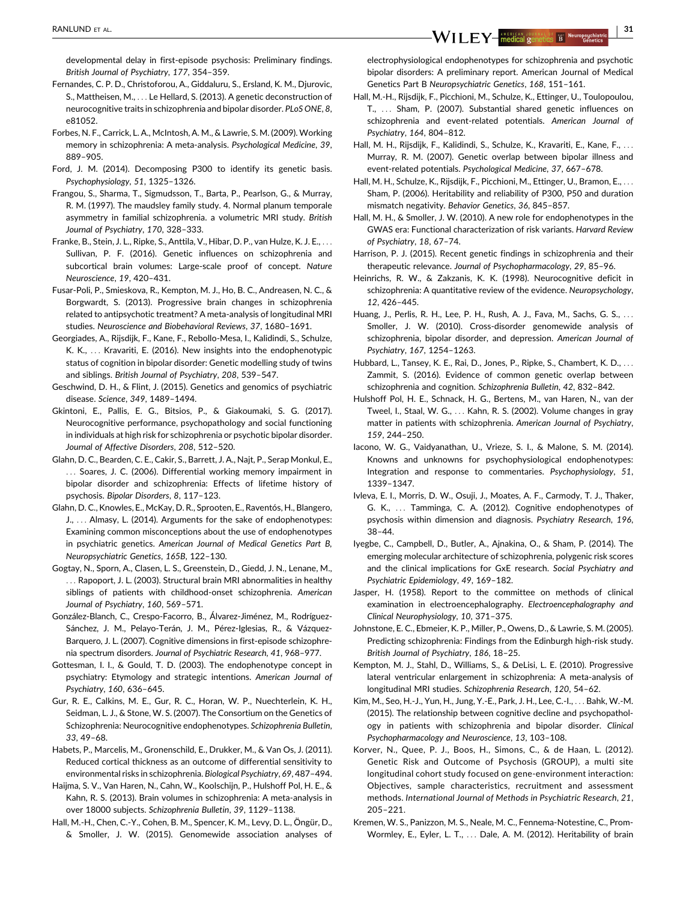developmental delay in first-episode psychosis: Preliminary findings. *British Journal of Psychiatry*, *177*, 354–359.

Fernandes, C. P. D., Christoforou, A., Giddaluru, S., Ersland, K. M., Djurovic, S., Mattheisen, M., … Le Hellard, S. (2013). A genetic deconstruction of neurocognitive traits in schizophrenia and bipolar disorder. *PLoS ONE*, *8*, e81052.

Forbes, N. F., Carrick, L. A., McIntosh, A. M., & Lawrie, S. M. (2009). Working memory in schizophrenia: A meta-analysis. *Psychological Medicine*, *39*, 889–905.

Ford, J. M. (2014). Decomposing P300 to identify its genetic basis. *Psychophysiology*, *51*, 1325–1326.

Frangou, S., Sharma, T., Sigmudsson, T., Barta, P., Pearlson, G., & Murray, R. M. (1997). The maudsley family study. 4. Normal planum temporale asymmetry in familial schizophrenia. a volumetric MRI study. *British Journal of Psychiatry*, *170*, 328–333.

Franke, B., Stein, J. L., Ripke, S., Anttila, V., Hibar, D. P., van Hulze, K. J. E., … Sullivan, P. F. (2016). Genetic influences on schizophrenia and subcortical brain volumes: Large-scale proof of concept. *Nature Neuroscience*, *19*, 420–431.

Fusar-Poli, P., Smieskova, R., Kempton, M. J., Ho, B. C., Andreasen, N. C., & Borgwardt, S. (2013). Progressive brain changes in schizophrenia related to antipsychotic treatment? A meta-analysis of longitudinal MRI studies. *Neuroscience and Biobehavioral Reviews*, *37*, 1680–1691.

Georgiades, A., Rijsdijk, F., Kane, F., Rebollo-Mesa, I., Kalidindi, S., Schulze, K. K., … Kravariti, E. (2016). New insights into the endophenotypic status of cognition in bipolar disorder: Genetic modelling study of twins and siblings. *British Journal of Psychiatry*, *208*, 539–547.

Geschwind, D. H., & Flint, J. (2015). Genetics and genomics of psychiatric disease. *Science*, *349*, 1489–1494.

Gkintoni, E., Pallis, E. G., Bitsios, P., & Giakoumaki, S. G. (2017). Neurocognitive performance, psychopathology and social functioning in individuals at high risk for schizophrenia or psychotic bipolar disorder. *Journal of Affective Disorders*, *208*, 512–520.

Glahn, D. C., Bearden, C. E., Cakir, S., Barrett, J. A., Najt, P., Serap Monkul, E., … Soares, J. C. (2006). Differential working memory impairment in bipolar disorder and schizophrenia: Effects of lifetime history of psychosis. *Bipolar Disorders*, *8*, 117–123.

Glahn, D. C., Knowles, E., McKay, D. R., Sprooten, E., Raventós, H., Blangero, J., … Almasy, L. (2014). Arguments for the sake of endophenotypes: Examining common misconceptions about the use of endophenotypes in psychiatric genetics. *American Journal of Medical Genetics Part B, Neuropsychiatric Genetics*, *165B*, 122–130.

Gogtay, N., Sporn, A., Clasen, L. S., Greenstein, D., Giedd, J. N., Lenane, M., … Rapoport, J. L. (2003). Structural brain MRI abnormalities in healthy siblings of patients with childhood-onset schizophrenia. *American Journal of Psychiatry*, *160*, 569–571.

González-Blanch, C., Crespo-Facorro, B., Álvarez-Jiménez, M., Rodríguez-Sánchez, J. M., Pelayo-Terán, J. M., Pérez-Iglesias, R., & Vázquez-Barquero, J. L. (2007). Cognitive dimensions in first-episode schizophrenia spectrum disorders. *Journal of Psychiatric Research*, *41*, 968–977.

Gottesman, I. I., & Gould, T. D. (2003). The endophenotype concept in psychiatry: Etymology and strategic intentions. *American Journal of Psychiatry*, *160*, 636–645.

Gur, R. E., Calkins, M. E., Gur, R. C., Horan, W. P., Nuechterlein, K. H., Seidman, L. J., & Stone, W. S. (2007). The Consortium on the Genetics of Schizophrenia: Neurocognitive endophenotypes. *Schizophrenia Bulletin*, *33*, 49–68.

Habets, P., Marcelis, M., Gronenschild, E., Drukker, M., & Van Os, J. (2011). Reduced cortical thickness as an outcome of differential sensitivity to environmental risks in schizophrenia. *Biological Psychiatry*, *69*, 487–494.

Haijma, S. V., Van Haren, N., Cahn, W., Koolschijn, P., Hulshoff Pol, H. E., & Kahn, R. S. (2013). Brain volumes in schizophrenia: A meta-analysis in over 18000 subjects. *Schizophrenia Bulletin*, *39*, 1129–1138.

Hall, M.-H., Chen, C.-Y., Cohen, B. M., Spencer, K. M., Levy, D. L., Öngür, D., & Smoller, J. W. (2015). Genomewide association analyses of electrophysiological endophenotypes for schizophrenia and psychotic bipolar disorders: A preliminary report. American Journal of Medical Genetics Part B *Neuropsychiatric Genetics*, *168*, 151–161.

Hall, M.-H., Rijsdijk, F., Picchioni, M., Schulze, K., Ettinger, U., Toulopoulou, T., … Sham, P. (2007). Substantial shared genetic influences on schizophrenia and event-related potentials. *American Journal of Psychiatry*, *164*, 804–812.

Hall, M. H., Rijsdijk, F., Kalidindi, S., Schulze, K., Kravariti, E., Kane, F., … Murray, R. M. (2007). Genetic overlap between bipolar illness and event-related potentials. *Psychological Medicine*, *37*, 667–678.

Hall, M. H., Schulze, K., Rijsdijk, F., Picchioni, M., Ettinger, U., Bramon, E., … Sham, P. (2006). Heritability and reliability of P300, P50 and duration mismatch negativity. *Behavior Genetics*, *36*, 845–857.

Hall, M. H., & Smoller, J. W. (2010). A new role for endophenotypes in the GWAS era: Functional characterization of risk variants. *Harvard Review of Psychiatry*, *18*, 67–74.

Harrison, P. J. (2015). Recent genetic findings in schizophrenia and their therapeutic relevance. *Journal of Psychopharmacology*, *29*, 85–96.

Heinrichs, R. W., & Zakzanis, K. K. (1998). Neurocognitive deficit in schizophrenia: A quantitative review of the evidence. *Neuropsychology*, *12*, 426–445.

Huang, J., Perlis, R. H., Lee, P. H., Rush, A. J., Fava, M., Sachs, G. S., … Smoller, J. W. (2010). Cross-disorder genomewide analysis of schizophrenia, bipolar disorder, and depression. *American Journal of Psychiatry*, *167*, 1254–1263.

Hubbard, L., Tansey, K. E., Rai, D., Jones, P., Ripke, S., Chambert, K. D., … Zammit, S. (2016). Evidence of common genetic overlap between schizophrenia and cognition. *Schizophrenia Bulletin*, *42*, 832–842.

Hulshoff Pol, H. E., Schnack, H. G., Bertens, M., van Haren, N., van der Tweel, I., Staal, W. G., … Kahn, R. S. (2002). Volume changes in gray matter in patients with schizophrenia. *American Journal of Psychiatry*, *159*, 244–250.

Iacono, W. G., Vaidyanathan, U., Vrieze, S. I., & Malone, S. M. (2014). Knowns and unknowns for psychophysiological endophenotypes: Integration and response to commentaries. *Psychophysiology*, *51*, 1339–1347.

Ivleva, E. I., Morris, D. W., Osuji, J., Moates, A. F., Carmody, T. J., Thaker, G. K., … Tamminga, C. A. (2012). Cognitive endophenotypes of psychosis within dimension and diagnosis. *Psychiatry Research*, *196*, 38–44.

Iyegbe, C., Campbell, D., Butler, A., Ajnakina, O., & Sham, P. (2014). The emerging molecular architecture of schizophrenia, polygenic risk scores and the clinical implications for GxE research. *Social Psychiatry and Psychiatric Epidemiology*, *49*, 169–182.

Jasper, H. (1958). Report to the committee on methods of clinical examination in electroencephalography. *Electroencephalography and Clinical Neurophysiology*, *10*, 371–375.

Johnstone, E. C., Ebmeier, K. P., Miller, P., Owens, D., & Lawrie, S. M. (2005). Predicting schizophrenia: Findings from the Edinburgh high-risk study. *British Journal of Psychiatry*, *186*, 18–25.

Kempton, M. J., Stahl, D., Williams, S., & DeLisi, L. E. (2010). Progressive lateral ventricular enlargement in schizophrenia: A meta-analysis of longitudinal MRI studies. *Schizophrenia Research*, *120*, 54–62.

Kim, M., Seo, H.-J., Yun, H., Jung, Y.-E., Park, J. H., Lee, C.-I., … Bahk, W.-M. (2015). The relationship between cognitive decline and psychopathology in patients with schizophrenia and bipolar disorder. *Clinical Psychopharmacology and Neuroscience*, *13*, 103–108.

Korver, N., Quee, P. J., Boos, H., Simons, C., & de Haan, L. (2012). Genetic Risk and Outcome of Psychosis (GROUP), a multi site longitudinal cohort study focused on gene-environment interaction: Objectives, sample characteristics, recruitment and assessment methods. *International Journal of Methods in Psychiatric Research*, *21*, 205–221.

Kremen, W. S., Panizzon, M. S., Neale, M. C., Fennema-Notestine, C., Prom-Wormley, E., Eyler, L. T., … Dale, A. M. (2012). Heritability of brain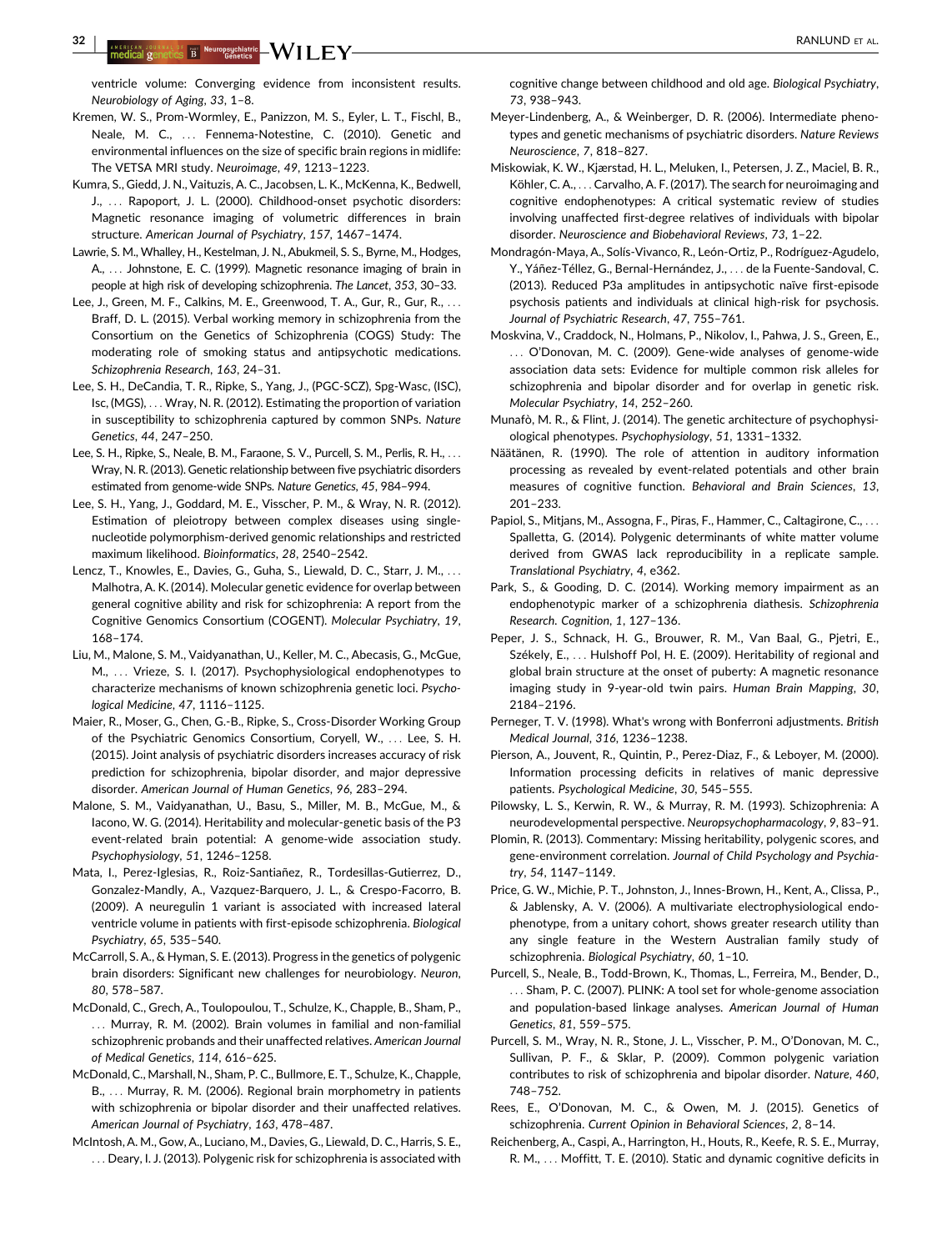ventricle volume: Converging evidence from inconsistent results. *Neurobiology of Aging*, *33*, 1–8.

Kremen, W. S., Prom-Wormley, E., Panizzon, M. S., Eyler, L. T., Fischl, B., Neale, M. C., … Fennema-Notestine, C. (2010). Genetic and environmental influences on the size of specific brain regions in midlife: The VETSA MRI study. *Neuroimage*, *49*, 1213–1223.

Kumra, S., Giedd, J. N., Vaituzis, A. C., Jacobsen, L. K., McKenna, K., Bedwell, J., … Rapoport, J. L. (2000). Childhood-onset psychotic disorders: Magnetic resonance imaging of volumetric differences in brain structure. *American Journal of Psychiatry*, *157*, 1467–1474.

Lawrie, S. M., Whalley, H., Kestelman, J. N., Abukmeil, S. S., Byrne, M., Hodges, A., … Johnstone, E. C. (1999). Magnetic resonance imaging of brain in people at high risk of developing schizophrenia. *The Lancet*, *353*, 30–33.

Lee, J., Green, M. F., Calkins, M. E., Greenwood, T. A., Gur, R., Gur, R., … Braff, D. L. (2015). Verbal working memory in schizophrenia from the Consortium on the Genetics of Schizophrenia (COGS) Study: The moderating role of smoking status and antipsychotic medications. *Schizophrenia Research*, *163*, 24–31.

Lee, S. H., DeCandia, T. R., Ripke, S., Yang, J., (PGC-SCZ), Spg-Wasc, (ISC), Isc, (MGS), … Wray, N. R. (2012). Estimating the proportion of variation in susceptibility to schizophrenia captured by common SNPs. *Nature Genetics*, *44*, 247–250.

Lee, S. H., Ripke, S., Neale, B. M., Faraone, S. V., Purcell, S. M., Perlis, R. H., … Wray, N. R. (2013). Genetic relationship between five psychiatric disorders estimated from genome-wide SNPs. *Nature Genetics*, *45*, 984–994.

Lee, S. H., Yang, J., Goddard, M. E., Visscher, P. M., & Wray, N. R. (2012). Estimation of pleiotropy between complex diseases using single-nucleotide polymorphism-derived genomic relationships and restricted maximum likelihood. *Bioinformatics*, *28*, 2540–2542.

Lencz, T., Knowles, E., Davies, G., Guha, S., Liewald, D. C., Starr, J. M., … Malhotra, A. K. (2014). Molecular genetic evidence for overlap between general cognitive ability and risk for schizophrenia: A report from the Cognitive Genomics Consortium (COGENT). *Molecular Psychiatry*, *19*, 168–174.

Liu, M., Malone, S. M., Vaidyanathan, U., Keller, M. C., Abecasis, G., McGue, M., … Vrieze, S. I. (2017). Psychophysiological endophenotypes to characterize mechanisms of known schizophrenia genetic loci. *Psychological Medicine*, *47*, 1116–1125.

Maier, R., Moser, G., Chen, G.-B., Ripke, S., Cross-Disorder Working Group of the Psychiatric Genomics Consortium, Coryell, W., … Lee, S. H. (2015). Joint analysis of psychiatric disorders increases accuracy of risk prediction for schizophrenia, bipolar disorder, and major depressive disorder. *American Journal of Human Genetics*, *96*, 283–294.

Malone, S. M., Vaidyanathan, U., Basu, S., Miller, M. B., McGue, M., & Iacono, W. G. (2014). Heritability and molecular-genetic basis of the P3 event-related brain potential: A genome-wide association study. *Psychophysiology*, *51*, 1246–1258.

Mata, I., Perez-Iglesias, R., Roiz-Santiañez, R., Tordesillas-Gutierrez, D., Gonzalez-Mandly, A., Vazquez-Barquero, J. L., & Crespo-Facorro, B. (2009). A neuregulin 1 variant is associated with increased lateral ventricle volume in patients with first-episode schizophrenia. *Biological Psychiatry*, *65*, 535–540.

McCarroll, S. A., & Hyman, S. E. (2013). Progress in the genetics of polygenic brain disorders: Significant new challenges for neurobiology. *Neuron*, *80*, 578–587.

McDonald, C., Grech, A., Toulopoulou, T., Schulze, K., Chapple, B., Sham, P., … Murray, R. M. (2002). Brain volumes in familial and non-familial schizophrenic probands and their unaffected relatives. *American Journal of Medical Genetics*, *114*, 616–625.

McDonald, C., Marshall, N., Sham, P. C., Bullmore, E. T., Schulze, K., Chapple, B., … Murray, R. M. (2006). Regional brain morphometry in patients with schizophrenia or bipolar disorder and their unaffected relatives. *American Journal of Psychiatry*, *163*, 478–487.

McIntosh, A. M., Gow, A., Luciano, M., Davies, G., Liewald, D. C., Harris, S. E., … Deary, I. J. (2013). Polygenic risk for schizophrenia is associated with cognitive change between childhood and old age. *Biological Psychiatry*, *73*, 938–943.

Meyer-Lindenberg, A., & Weinberger, D. R. (2006). Intermediate phenotypes and genetic mechanisms of psychiatric disorders. *Nature Reviews Neuroscience*, *7*, 818–827.

Miskowiak, K. W., Kjærstad, H. L., Meluken, I., Petersen, J. Z., Maciel, B. R., Köhler, C. A., … Carvalho, A. F. (2017). The search for neuroimaging and cognitive endophenotypes: A critical systematic review of studies involving unaffected first-degree relatives of individuals with bipolar disorder. *Neuroscience and Biobehavioral Reviews*, *73*, 1–22.

Mondragón-Maya, A., Solís-Vivanco, R., León-Ortiz, P., Rodríguez-Agudelo, Y., Yáñez-Téllez, G., Bernal-Hernández, J., … de la Fuente-Sandoval, C. (2013). Reduced P3a amplitudes in antipsychotic naïve first-episode psychosis patients and individuals at clinical high-risk for psychosis. *Journal of Psychiatric Research*, *47*, 755–761.

Moskvina, V., Craddock, N., Holmans, P., Nikolov, I., Pahwa, J. S., Green, E., … O'Donovan, M. C. (2009). Gene-wide analyses of genome-wide association data sets: Evidence for multiple common risk alleles for schizophrenia and bipolar disorder and for overlap in genetic risk. *Molecular Psychiatry*, *14*, 252–260.

Munafò, M. R., & Flint, J. (2014). The genetic architecture of psychophysiological phenotypes. *Psychophysiology*, *51*, 1331–1332.

Näätänen, R. (1990). The role of attention in auditory information processing as revealed by event-related potentials and other brain measures of cognitive function. *Behavioral and Brain Sciences*, *13*, 201–233.

Papiol, S., Mitjans, M., Assogna, F., Piras, F., Hammer, C., Caltagirone, C., … Spalletta, G. (2014). Polygenic determinants of white matter volume derived from GWAS lack reproducibility in a replicate sample. *Translational Psychiatry*, *4*, e362.

Park, S., & Gooding, D. C. (2014). Working memory impairment as an endophenotypic marker of a schizophrenia diathesis. *Schizophrenia Research. Cognition*, *1*, 127–136.

Peper, J. S., Schnack, H. G., Brouwer, R. M., Van Baal, G., Pjetri, E., Székely, E., … Hulshoff Pol, H. E. (2009). Heritability of regional and global brain structure at the onset of puberty: A magnetic resonance imaging study in 9-year-old twin pairs. *Human Brain Mapping*, *30*, 2184–2196.

Perneger, T. V. (1998). What's wrong with Bonferroni adjustments. *British Medical Journal*, *316*, 1236–1238.

Pierson, A., Jouvent, R., Quintin, P., Perez-Diaz, F., & Leboyer, M. (2000). Information processing deficits in relatives of manic depressive patients. *Psychological Medicine*, *30*, 545–555.

Pilowsky, L. S., Kerwin, R. W., & Murray, R. M. (1993). Schizophrenia: A neurodevelopmental perspective. *Neuropsychopharmacology*, *9*, 83–91.

Plomin, R. (2013). Commentary: Missing heritability, polygenic scores, and gene-environment correlation. *Journal of Child Psychology and Psychiatry*, *54*, 1147–1149.

Price, G. W., Michie, P. T., Johnston, J., Innes-Brown, H., Kent, A., Clissa, P., & Jablensky, A. V. (2006). A multivariate electrophysiological endophenotype, from a unitary cohort, shows greater research utility than any single feature in the Western Australian family study of schizophrenia. *Biological Psychiatry*, *60*, 1–10.

Purcell, S., Neale, B., Todd-Brown, K., Thomas, L., Ferreira, M., Bender, D., … Sham, P. C. (2007). PLINK: A tool set for whole-genome association and population-based linkage analyses. *American Journal of Human Genetics*, *81*, 559–575.

Purcell, S. M., Wray, N. R., Stone, J. L., Visscher, P. M., O'Donovan, M. C., Sullivan, P. F., & Sklar, P. (2009). Common polygenic variation contributes to risk of schizophrenia and bipolar disorder. *Nature*, *460*, 748–752.

Rees, E., O'Donovan, M. C., & Owen, M. J. (2015). Genetics of schizophrenia. *Current Opinion in Behavioral Sciences*, *2*, 8–14.

Reichenberg, A., Caspi, A., Harrington, H., Houts, R., Keefe, R. S. E., Murray, R. M., … Moffitt, T. E. (2010). Static and dynamic cognitive deficits in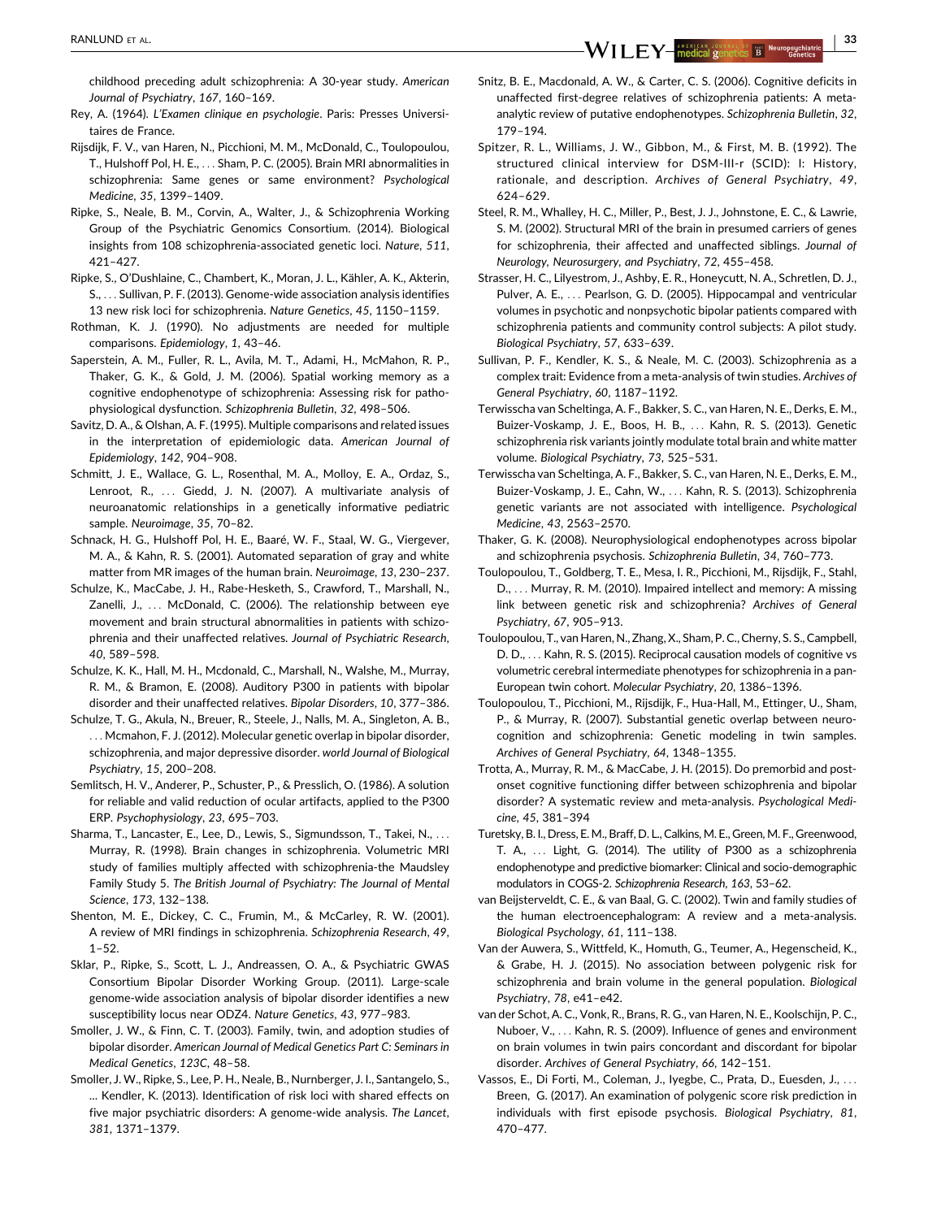childhood preceding adult schizophrenia: A 30-year study. *American Journal of Psychiatry*, *167*, 160–169.

Rey, A. (1964). *L'Examen clinique en psychologie*. Paris: Presses Universitaires de France.

Rijsdijk, F. V., van Haren, N., Picchioni, M. M., McDonald, C., Toulopoulou, T., Hulshoff Pol, H. E., ... Sham, P. C. (2005). Brain MRI abnormalities in schizophrenia: Same genes or same environment? *Psychological Medicine*, *35*, 1399–1409.

Ripke, S., Neale, B. M., Corvin, A., Walter, J., & Schizophrenia Working Group of the Psychiatric Genomics Consortium. (2014). Biological insights from 108 schizophrenia-associated genetic loci. *Nature*, *511*, 421–427.

Ripke, S., O'Dushlaine, C., Chambert, K., Moran, J. L., Kähler, A. K., Akterin, S., ... Sullivan, P. F. (2013). Genome-wide association analysis identifies 13 new risk loci for schizophrenia. *Nature Genetics*, *45*, 1150–1159.

Rothman, K. J. (1990). No adjustments are needed for multiple comparisons. *Epidemiology*, *1*, 43–46.

Saperstein, A. M., Fuller, R. L., Avila, M. T., Adami, H., McMahon, R. P., Thaker, G. K., & Gold, J. M. (2006). Spatial working memory as a cognitive endophenotype of schizophrenia: Assessing risk for pathophysiological dysfunction. *Schizophrenia Bulletin*, *32*, 498–506.

Savitz, D. A., & Olshan, A. F. (1995). Multiple comparisons and related issues in the interpretation of epidemiologic data. *American Journal of Epidemiology*, *142*, 904–908.

Schmitt, J. E., Wallace, G. L., Rosenthal, M. A., Molloy, E. A., Ordaz, S., Lenroot, R., ... Giedd, J. N. (2007). A multivariate analysis of neuroanatomic relationships in a genetically informative pediatric sample. *Neuroimage*, *35*, 70–82.

Schnack, H. G., Hulshoff Pol, H. E., Baaré, W. F., Staal, W. G., Viergever, M. A., & Kahn, R. S. (2001). Automated separation of gray and white matter from MR images of the human brain. *Neuroimage*, *13*, 230–237.

Schulze, K., MacCabe, J. H., Rabe-Hesketh, S., Crawford, T., Marshall, N., Zanelli, J., ... McDonald, C. (2006). The relationship between eye movement and brain structural abnormalities in patients with schizophrenia and their unaffected relatives. *Journal of Psychiatric Research*, *40*, 589–598.

Schulze, K. K., Hall, M. H., Mcdonald, C., Marshall, N., Walshe, M., Murray, R. M., & Bramon, E. (2008). Auditory P300 in patients with bipolar disorder and their unaffected relatives. *Bipolar Disorders*, *10*, 377–386.

Schulze, T. G., Akula, N., Breuer, R., Steele, J., Nalls, M. A., Singleton, A. B., ... Mcmahon, F. J. (2012). Molecular genetic overlap in bipolar disorder, schizophrenia, and major depressive disorder. *world Journal of Biological Psychiatry*, *15*, 200–208.

Semlitsch, H. V., Anderer, P., Schuster, P., & Presslich, O. (1986). A solution for reliable and valid reduction of ocular artifacts, applied to the P300 ERP. *Psychophysiology*, *23*, 695–703.

Sharma, T., Lancaster, E., Lee, D., Lewis, S., Sigmundsson, T., Takei, N., ... Murray, R. (1998). Brain changes in schizophrenia. Volumetric MRI study of families multiply affected with schizophrenia-the Maudsley Family Study 5. *The British Journal of Psychiatry: The Journal of Mental Science*, *173*, 132–138.

Shenton, M. E., Dickey, C. C., Frumin, M., & McCarley, R. W. (2001). A review of MRI findings in schizophrenia. *Schizophrenia Research*, *49*, 1–52.

Sklar, P., Ripke, S., Scott, L. J., Andreassen, O. A., & Psychiatric GWAS Consortium Bipolar Disorder Working Group. (2011). Large-scale genome-wide association analysis of bipolar disorder identifies a new susceptibility locus near ODZ4. *Nature Genetics*, *43*, 977–983.

Smoller, J. W., & Finn, C. T. (2003). Family, twin, and adoption studies of bipolar disorder. *American Journal of Medical Genetics Part C: Seminars in Medical Genetics*, *123C*, 48–58.

Smoller, J. W., Ripke, S., Lee, P. H., Neale, B., Nurnberger, J. I., Santangelo, S., ... Kendler, K. (2013). Identification of risk loci with shared effects on five major psychiatric disorders: A genome-wide analysis. *The Lancet*, *381*, 1371–1379.

Snitz, B. E., Macdonald, A. W., & Carter, C. S. (2006). Cognitive deficits in unaffected first-degree relatives of schizophrenia patients: A meta-analytic review of putative endophenotypes. *Schizophrenia Bulletin*, *32*, 179–194.

Spitzer, R. L., Williams, J. W., Gibbon, M., & First, M. B. (1992). The structured clinical interview for DSM-III-r (SCID): I: History, rationale, and description. *Archives of General Psychiatry*, *49*, 624–629.

Steel, R. M., Whalley, H. C., Miller, P., Best, J. J., Johnstone, E. C., & Lawrie, S. M. (2002). Structural MRI of the brain in presumed carriers of genes for schizophrenia, their affected and unaffected siblings. *Journal of Neurology, Neurosurgery, and Psychiatry*, *72*, 455–458.

Strasser, H. C., Lilyestrom, J., Ashby, E. R., Honeycutt, N. A., Schretlen, D. J., Pulver, A. E., ... Pearlson, G. D. (2005). Hippocampal and ventricular volumes in psychotic and nonpsychotic bipolar patients compared with schizophrenia patients and community control subjects: A pilot study. *Biological Psychiatry*, *57*, 633–639.

Sullivan, P. F., Kendler, K. S., & Neale, M. C. (2003). Schizophrenia as a complex trait: Evidence from a meta-analysis of twin studies. *Archives of General Psychiatry*, *60*, 1187–1192.

Terwisscha van Scheltinga, A. F., Bakker, S. C., van Haren, N. E., Derks, E. M., Buizer-Voskamp, J. E., Boos, H. B., ... Kahn, R. S. (2013). Genetic schizophrenia risk variants jointly modulate total brain and white matter volume. *Biological Psychiatry*, *73*, 525–531.

Terwisscha van Scheltinga, A. F., Bakker, S. C., van Haren, N. E., Derks, E. M., Buizer-Voskamp, J. E., Cahn, W., ... Kahn, R. S. (2013). Schizophrenia genetic variants are not associated with intelligence. *Psychological Medicine*, *43*, 2563–2570.

Thaker, G. K. (2008). Neurophysiological endophenotypes across bipolar and schizophrenia psychosis. *Schizophrenia Bulletin*, *34*, 760–773.

Toulopoulou, T., Goldberg, T. E., Mesa, I. R., Picchioni, M., Rijsdijk, F., Stahl, D., ... Murray, R. M. (2010). Impaired intellect and memory: A missing link between genetic risk and schizophrenia? *Archives of General Psychiatry*, *67*, 905–913.

Toulopoulou, T., van Haren, N., Zhang, X., Sham, P. C., Cherny, S. S., Campbell, D. D., ... Kahn, R. S. (2015). Reciprocal causation models of cognitive vs volumetric cerebral intermediate phenotypes for schizophrenia in a pan-European twin cohort. *Molecular Psychiatry*, *20*, 1386–1396.

Toulopoulou, T., Picchioni, M., Rijsdijk, F., Hua-Hall, M., Ettinger, U., Sham, P., & Murray, R. (2007). Substantial genetic overlap between neurocognition and schizophrenia: Genetic modeling in twin samples. *Archives of General Psychiatry*, *64*, 1348–1355.

Trotta, A., Murray, R. M., & MacCabe, J. H. (2015). Do premorbid and post-onset cognitive functioning differ between schizophrenia and bipolar disorder? A systematic review and meta-analysis. *Psychological Medicine*, *45*, 381–394

Turetsky, B. I., Dress, E. M., Braff, D. L., Calkins, M. E., Green, M. F., Greenwood, T. A., ... Light, G. (2014). The utility of P300 as a schizophrenia endophenotype and predictive biomarker: Clinical and socio-demographic modulators in COGS-2. *Schizophrenia Research*, *163*, 53–62.

van Beijsterveldt, C. E., & van Baal, G. C. (2002). Twin and family studies of the human electroencephalogram: A review and a meta-analysis. *Biological Psychology*, *61*, 111–138.

Van der Auwera, S., Wittfeld, K., Homuth, G., Teumer, A., Hegenscheid, K., & Grabe, H. J. (2015). No association between polygenic risk for schizophrenia and brain volume in the general population. *Biological Psychiatry*, *78*, e41–e42.

van der Schot, A. C., Vonk, R., Brans, R. G., van Haren, N. E., Koolschijn, P. C., Nuboer, V., ... Kahn, R. S. (2009). Influence of genes and environment on brain volumes in twin pairs concordant and discordant for bipolar disorder. *Archives of General Psychiatry*, *66*, 142–151.

Vassos, E., Di Forti, M., Coleman, J., Iyegbe, C., Prata, D., Euesden, J., ... Breen, G. (2017). An examination of polygenic score risk prediction in individuals with first episode psychosis. *Biological Psychiatry*, *81*, 470–477.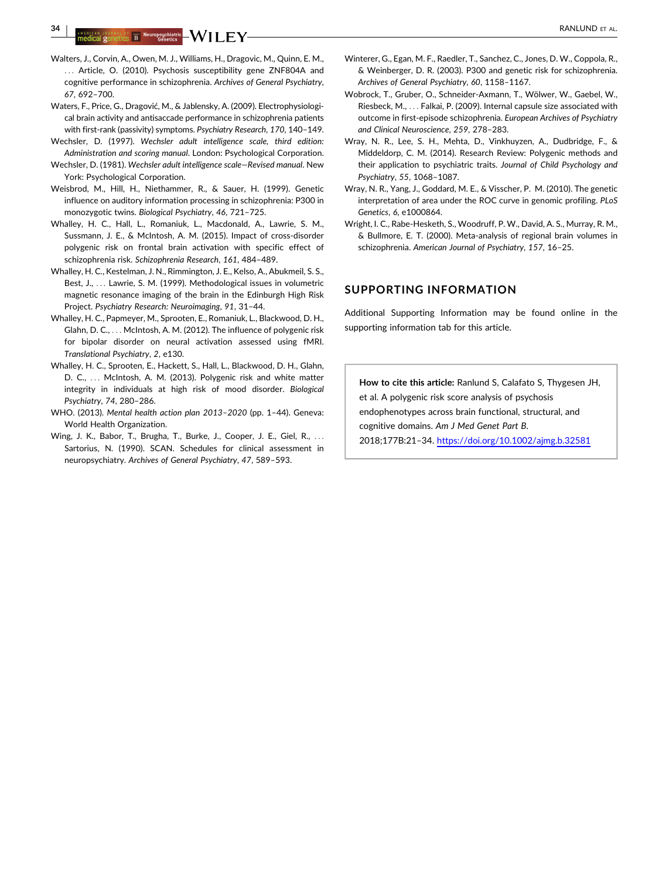Walters, J., Corvin, A., Owen, M. J., Williams, H., Dragovic, M., Quinn, E. M., ... Article, O. (2010). Psychosis susceptibility gene ZNF804A and cognitive performance in schizophrenia. *Archives of General Psychiatry*, *67*, 692–700.

Waters, F., Price, G., Dragović, M., & Jablensky, A. (2009). Electrophysiological brain activity and antisaccade performance in schizophrenia patients with first-rank (passivity) symptoms. *Psychiatry Research*, *170*, 140–149.

Wechsler, D. (1997). *Wechsler adult intelligence scale, third edition: Administration and scoring manual*. London: Psychological Corporation.

Wechsler, D. (1981). *Wechsler adult intelligence scale—Revised manual*. New York: Psychological Corporation.

Weisbrod, M., Hill, H., Niethammer, R., & Sauer, H. (1999). Genetic influence on auditory information processing in schizophrenia: P300 in monozygotic twins. *Biological Psychiatry*, *46*, 721–725.

Whalley, H. C., Hall, L., Romaniuk, L., Macdonald, A., Lawrie, S. M., Sussmann, J. E., & McIntosh, A. M. (2015). Impact of cross-disorder polygenic risk on frontal brain activation with specific effect of schizophrenia risk. *Schizophrenia Research*, *161*, 484–489.

Whalley, H. C., Kestelman, J. N., Rimmington, J. E., Kelso, A., Abukmeil, S. S., Best, J., ... Lawrie, S. M. (1999). Methodological issues in volumetric magnetic resonance imaging of the brain in the Edinburgh High Risk Project. *Psychiatry Research: Neuroimaging*, *91*, 31–44.

Whalley, H. C., Papmeyer, M., Sprooten, E., Romaniuk, L., Blackwood, D. H., Glahn, D. C., ... McIntosh, A. M. (2012). The influence of polygenic risk for bipolar disorder on neural activation assessed using fMRI. *Translational Psychiatry*, *2*, e130.

Whalley, H. C., Sprooten, E., Hackett, S., Hall, L., Blackwood, D. H., Glahn, D. C., ... McIntosh, A. M. (2013). Polygenic risk and white matter integrity in individuals at high risk of mood disorder. *Biological Psychiatry*, *74*, 280–286.

WHO. (2013). *Mental health action plan 2013–2020* (pp. 1–44). Geneva: World Health Organization.

Wing, J. K., Babor, T., Brugha, T., Burke, J., Cooper, J. E., Giel, R., ... Sartorius, N. (1990). SCAN. Schedules for clinical assessment in neuropsychiatry. *Archives of General Psychiatry*, *47*, 589–593.

Winterer, G., Egan, M. F., Raedler, T., Sanchez, C., Jones, D. W., Coppola, R., & Weinberger, D. R. (2003). P300 and genetic risk for schizophrenia. *Archives of General Psychiatry*, *60*, 1158–1167.

Wobrock, T., Gruber, O., Schneider-Axmann, T., Wölwer, W., Gaebel, W., Riesbeck, M., ... Falkai, P. (2009). Internal capsule size associated with outcome in first-episode schizophrenia. *European Archives of Psychiatry and Clinical Neuroscience*, *259*, 278–283.

Wray, N. R., Lee, S. H., Mehta, D., Vinkhuyzen, A., Dudbridge, F., & Middeldorp, C. M. (2014). Research Review: Polygenic methods and their application to psychiatric traits. *Journal of Child Psychology and Psychiatry*, *55*, 1068–1087.

Wray, N. R., Yang, J., Goddard, M. E., & Visscher, P. M. (2010). The genetic interpretation of area under the ROC curve in genomic profiling. *PLoS Genetics*, *6*, e1000864.

Wright, I. C., Rabe-Hesketh, S., Woodruff, P. W., David, A. S., Murray, R. M., & Bullmore, E. T. (2000). Meta-analysis of regional brain volumes in schizophrenia. *American Journal of Psychiatry*, *157*, 16–25.

## SUPPORTING INFORMATION

Additional Supporting Information may be found online in the supporting information tab for this article.

**How to cite this article:** Ranlund S, Calafato S, Thygesen JH, et al. A polygenic risk score analysis of psychosis endophenotypes across brain functional, structural, and cognitive domains. *Am J Med Genet Part B*. 2018;177B:21–34. https://doi.org/10.1002/ajmg.b.32581